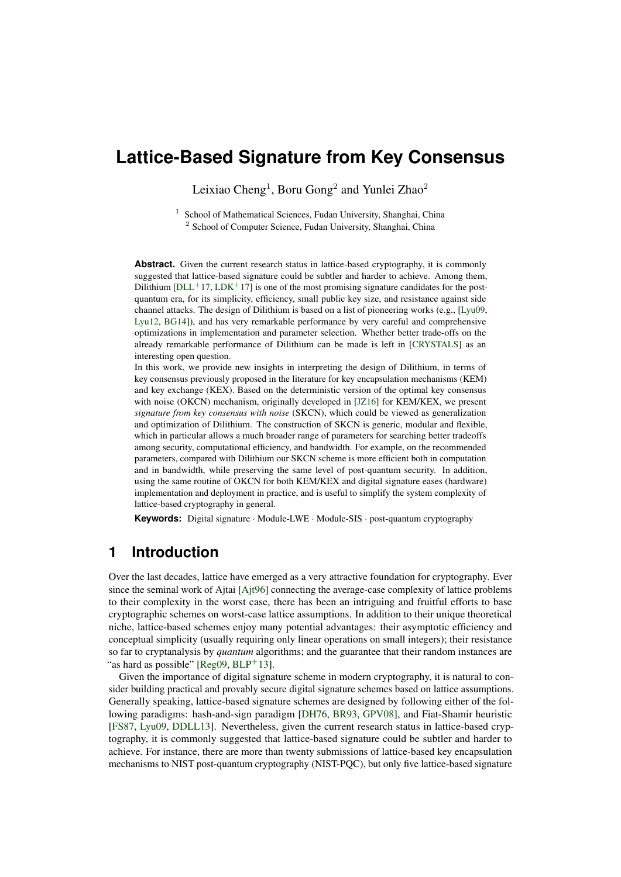# Lattice-Based Signature from Key Consensus

Leixiao Cheng[1], Boru Gong[2] and Yunlei Zhao[2]

[1] School of Mathematical Sciences, Fudan University, Shanghai, China
[2] School of Computer Science, Fudan University, Shanghai, China

**Abstract.** Given the current research status in lattice-based cryptography, it is commonly suggested that lattice-based signature could be subtler and harder to achieve. Among them, Dilithium [DLL+17, LDK+17] is one of the most promising signature candidates for the post-quantum era, for its simplicity, efficiency, small public key size, and resistance against side channel attacks. The design of Dilithium is based on a list of pioneering works (e.g., [Lyu09, Lyu12, BG14]), and has very remarkable performance by very careful and comprehensive optimizations in implementation and parameter selection. Whether better trade-offs on the already remarkable performance of Dilithium can be made is left in [CRYSTALS] as an interesting open question.

In this work, we provide new insights in interpreting the design of Dilithium, in terms of key consensus previously proposed in the literature for key encapsulation mechanisms (KEM) and key exchange (KEX). Based on the deterministic version of the optimal key consensus with noise (OKCN) mechanism, originally developed in [JZ16] for KEM/KEX, we present *signature from key consensus with noise* (SKCN), which could be viewed as generalization and optimization of Dilithium. The construction of SKCN is generic, modular and flexible, which in particular allows a much broader range of parameters for searching better tradeoffs among security, computational efficiency, and bandwidth. For example, on the recommended parameters, compared with Dilithium our SKCN scheme is more efficient both in computation and in bandwidth, while preserving the same level of post-quantum security. In addition, using the same routine of OKCN for both KEM/KEX and digital signature eases (hardware) implementation and deployment in practice, and is useful to simplify the system complexity of lattice-based cryptography in general.

**Keywords:** Digital signature · Module-LWE · Module-SIS · post-quantum cryptography

## 1 Introduction

Over the last decades, lattice have emerged as a very attractive foundation for cryptography. Ever since the seminal work of Ajtai [Ajt96] connecting the average-case complexity of lattice problems to their complexity in the worst case, there has been an intriguing and fruitful efforts to base cryptographic schemes on worst-case lattice assumptions. In addition to their unique theoretical niche, lattice-based schemes enjoy many potential advantages: their asymptotic efficiency and conceptual simplicity (usually requiring only linear operations on small integers); their resistance so far to cryptanalysis by *quantum* algorithms; and the guarantee that their random instances are "as hard as possible" [Reg09, BLP+13].

Given the importance of digital signature scheme in modern cryptography, it is natural to consider building practical and provably secure digital signature schemes based on lattice assumptions. Generally speaking, lattice-based signature schemes are designed by following either of the following paradigms: hash-and-sign paradigm [DH76, BR93, GPV08], and Fiat-Shamir heuristic [FS87, Lyu09, DDLL13]. Nevertheless, given the current research status in lattice-based cryptography, it is commonly suggested that lattice-based signature could be subtler and harder to achieve. For instance, there are more than twenty submissions of lattice-based key encapsulation mechanisms to NIST post-quantum cryptography (NIST-PQC), but only five lattice-based signature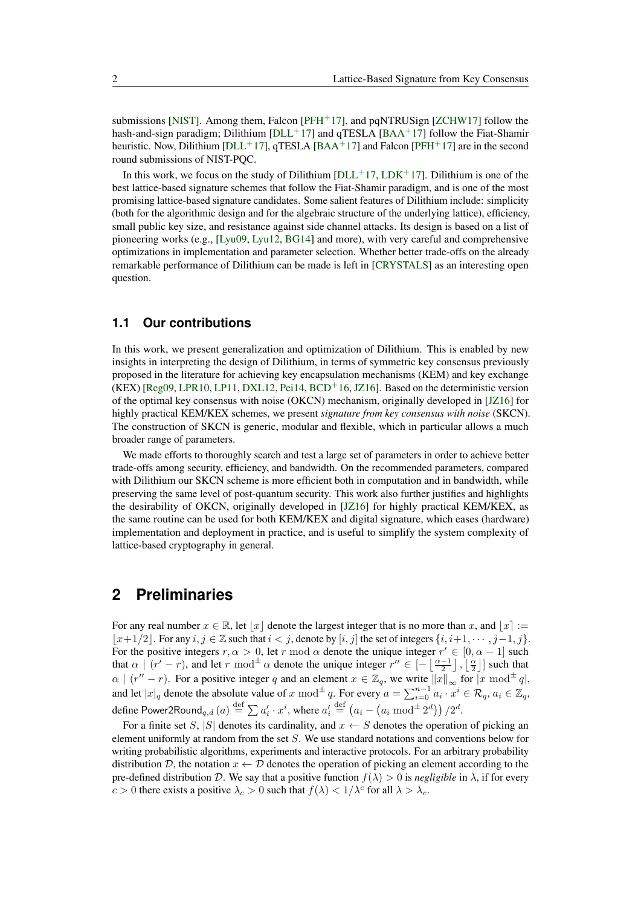submissions [NIST]. Among them, Falcon [PFH+17], and pqNTRUSign [ZCHW17] follow the hash-and-sign paradigm; Dilithium [DLL+17] and qTESLA [BAA+17] follow the Fiat-Shamir heuristic. Now, Dilithium [DLL+17], qTESLA [BAA+17] and Falcon [PFH+17] are in the second round submissions of NIST-PQC.

In this work, we focus on the study of Dilithium [DLL+17, LDK+17]. Dilithium is one of the best lattice-based signature schemes that follow the Fiat-Shamir paradigm, and is one of the most promising lattice-based signature candidates. Some salient features of Dilithium include: simplicity (both for the algorithmic design and for the algebraic structure of the underlying lattice), efficiency, small public key size, and resistance against side channel attacks. Its design is based on a list of pioneering works (e.g., [Lyu09, Lyu12, BG14] and more), with very careful and comprehensive optimizations in implementation and parameter selection. Whether better trade-offs on the already remarkable performance of Dilithium can be made is left in [CRYSTALS] as an interesting open question.

### 1.1 Our contributions

In this work, we present generalization and optimization of Dilithium. This is enabled by new insights in interpreting the design of Dilithium, in terms of symmetric key consensus previously proposed in the literature for achieving key encapsulation mechanisms (KEM) and key exchange (KEX) [Reg09, LPR10, LP11, DXL12, Pei14, BCD+16, JZ16]. Based on the deterministic version of the optimal key consensus with noise (OKCN) mechanism, originally developed in [JZ16] for highly practical KEM/KEX schemes, we present *signature from key consensus with noise* (SKCN). The construction of SKCN is generic, modular and flexible, which in particular allows a much broader range of parameters.

We made efforts to thoroughly search and test a large set of parameters in order to achieve better trade-offs among security, efficiency, and bandwidth. On the recommended parameters, compared with Dilithium our SKCN scheme is more efficient both in computation and in bandwidth, while preserving the same level of post-quantum security. This work also further justifies and highlights the desirability of OKCN, originally developed in [JZ16] for highly practical KEM/KEX, as the same routine can be used for both KEM/KEX and digital signature, which eases (hardware) implementation and deployment in practice, and is useful to simplify the system complexity of lattice-based cryptography in general.

## 2 Preliminaries

For any real number $x \in \mathbb{R}$, let $\lfloor x \rfloor$ denote the largest integer that is no more than $x$, and $\lfloor x \rceil := \lfloor x + 1/2 \rfloor$. For any $i, j \in \mathbb{Z}$ such that $i < j$, denote by $[i, j]$ the set of integers $\{i, i+1, \cdots, j-1, j\}$. For the positive integers $r, \alpha > 0$, let $r \bmod \alpha$ denote the unique integer $r' \in [0, \alpha - 1]$ such that $\alpha \mid (r' - r)$, and let $r \bmod^{\pm} \alpha$ denote the unique integer $r'' \in [-\left\lfloor \frac{\alpha-1}{2} \right\rfloor, \left\lfloor \frac{\alpha}{2} \right\rfloor]$ such that $\alpha \mid (r'' - r)$. For a positive integer $q$ and an element $x \in \mathbb{Z}_q$, we write $\|x\|_\infty$ for $|x \bmod^{\pm} q|$, and let $|x|_q$ denote the absolute value of $x \bmod^{\pm} q$. For every $a = \sum_{i=0}^{n-1} a_i \cdot x^i \in \mathcal{R}_q, a_i \in \mathbb{Z}_q$, define $\mathsf{Power2Round}_{q,d}(a) \overset{\text{def}}{=} \sum a_i' \cdot x^i$, where $a_i' \overset{\text{def}}{=} \left(a_i - \left(a_i \bmod^{\pm} 2^d\right)\right)/2^d$.

For a finite set $S$, $|S|$ denotes its cardinality, and $x \leftarrow S$ denotes the operation of picking an element uniformly at random from the set $S$. We use standard notations and conventions below for writing probabilistic algorithms, experiments and interactive protocols. For an arbitrary probability distribution $\mathcal{D}$, the notation $x \leftarrow \mathcal{D}$ denotes the operation of picking an element according to the pre-defined distribution $\mathcal{D}$. We say that a positive function $f(\lambda) > 0$ is *negligible* in $\lambda$, if for every $c > 0$ there exists a positive $\lambda_c > 0$ such that $f(\lambda) < 1/\lambda^c$ for all $\lambda > \lambda_c$.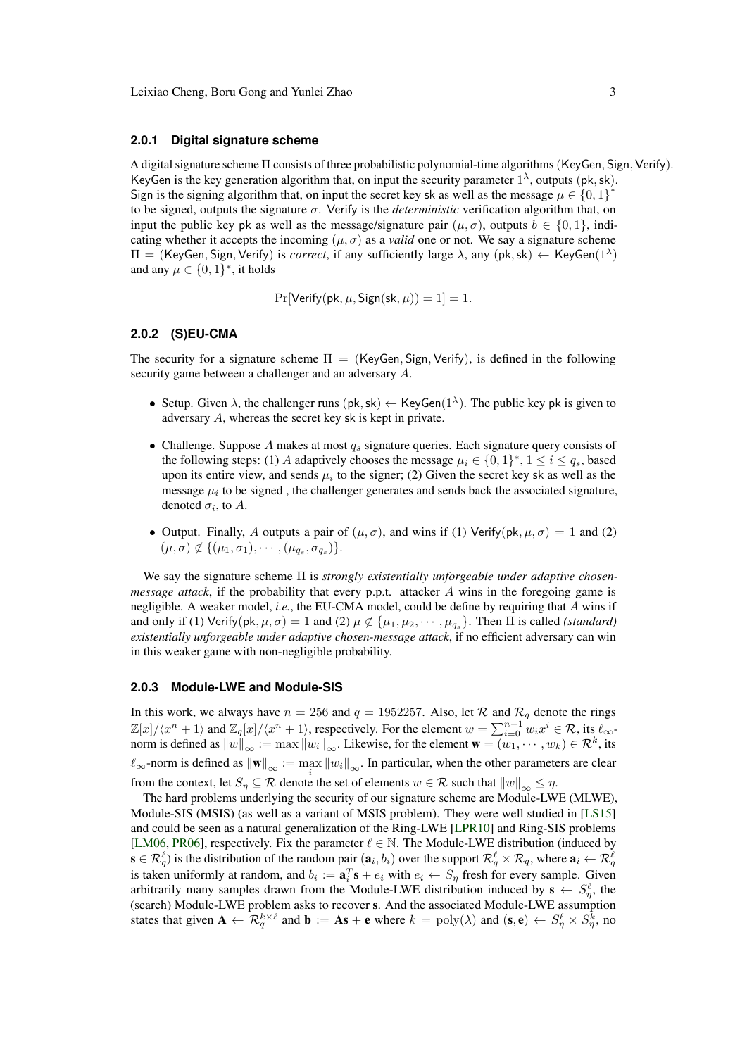### 2.0.1 Digital signature scheme

A digital signature scheme $\Pi$ consists of three probabilistic polynomial-time algorithms $(\mathsf{KeyGen}, \mathsf{Sign}, \mathsf{Verify})$. $\mathsf{KeyGen}$ is the key generation algorithm that, on input the security parameter $1^\lambda$, outputs $(\mathsf{pk}, \mathsf{sk})$. $\mathsf{Sign}$ is the signing algorithm that, on input the secret key $\mathsf{sk}$ as well as the message $\mu \in \{0,1\}^*$ to be signed, outputs the signature $\sigma$. $\mathsf{Verify}$ is the *deterministic* verification algorithm that, on input the public key $\mathsf{pk}$ as well as the message/signature pair $(\mu, \sigma)$, outputs $b \in \{0,1\}$, indicating whether it accepts the incoming $(\mu, \sigma)$ as a *valid* one or not. We say a signature scheme $\Pi = (\mathsf{KeyGen}, \mathsf{Sign}, \mathsf{Verify})$ is *correct*, if any sufficiently large $\lambda$, any $(\mathsf{pk}, \mathsf{sk}) \leftarrow \mathsf{KeyGen}(1^\lambda)$ and any $\mu \in \{0,1\}^*$, it holds

$$\Pr[\mathsf{Verify}(\mathsf{pk}, \mu, \mathsf{Sign}(\mathsf{sk}, \mu)) = 1] = 1.$$

### 2.0.2 (S)EU-CMA

The security for a signature scheme $\Pi = (\mathsf{KeyGen}, \mathsf{Sign}, \mathsf{Verify})$, is defined in the following security game between a challenger and an adversary $A$.

- Setup. Given $\lambda$, the challenger runs $(\mathsf{pk}, \mathsf{sk}) \leftarrow \mathsf{KeyGen}(1^\lambda)$. The public key $\mathsf{pk}$ is given to adversary $A$, whereas the secret key $\mathsf{sk}$ is kept in private.
- Challenge. Suppose $A$ makes at most $q_s$ signature queries. Each signature query consists of the following steps: (1) $A$ adaptively chooses the message $\mu_i \in \{0,1\}^*$, $1 \le i \le q_s$, based upon its entire view, and sends $\mu_i$ to the signer; (2) Given the secret key $\mathsf{sk}$ as well as the message $\mu_i$ to be signed , the challenger generates and sends back the associated signature, denoted $\sigma_i$, to $A$.
- Output. Finally, $A$ outputs a pair of $(\mu, \sigma)$, and wins if (1) $\mathsf{Verify}(\mathsf{pk}, \mu, \sigma) = 1$ and (2) $(\mu, \sigma) \notin \{(\mu_1, \sigma_1), \cdots, (\mu_{q_s}, \sigma_{q_s})\}$.

We say the signature scheme $\Pi$ is *strongly existentially unforgeable under adaptive chosen-message attack*, if the probability that every p.p.t. attacker $A$ wins in the foregoing game is negligible. A weaker model, *i.e.*, the EU-CMA model, could be define by requiring that $A$ wins if and only if (1) $\mathsf{Verify}(\mathsf{pk}, \mu, \sigma) = 1$ and (2) $\mu \notin \{\mu_1, \mu_2, \cdots, \mu_{q_s}\}$. Then $\Pi$ is called *(standard) existentially unforgeable under adaptive chosen-message attack*, if no efficient adversary can win in this weaker game with non-negligible probability.

### 2.0.3 Module-LWE and Module-SIS

In this work, we always have $n = 256$ and $q = 1952257$. Also, let $\mathcal{R}$ and $\mathcal{R}_q$ denote the rings $\mathbb{Z}[x]/\langle x^n + 1\rangle$ and $\mathbb{Z}_q[x]/\langle x^n + 1\rangle$, respectively. For the element $w = \sum_{i=0}^{n-1} w_i x^i \in \mathcal{R}$, its $\ell_\infty$-norm is defined as $\|w\|_\infty := \max \|w_i\|_\infty$. Likewise, for the element $\mathbf{w} = (w_1, \cdots, w_k) \in \mathcal{R}^k$, its $\ell_\infty$-norm is defined as $\|\mathbf{w}\|_\infty := \max_i \|w_i\|_\infty$. In particular, when the other parameters are clear from the context, let $S_\eta \subseteq \mathcal{R}$ denote the set of elements $w \in \mathcal{R}$ such that $\|w\|_\infty \le \eta$.

The hard problems underlying the security of our signature scheme are Module-LWE (MLWE), Module-SIS (MSIS) (as well as a variant of MSIS problem). They were well studied in [LS15] and could be seen as a natural generalization of the Ring-LWE [LPR10] and Ring-SIS problems [LM06, PR06], respectively. Fix the parameter $\ell \in \mathbb{N}$. The Module-LWE distribution (induced by $\mathbf{s} \in \mathcal{R}_q^\ell$) is the distribution of the random pair $(\mathbf{a}_i, b_i)$ over the support $\mathcal{R}_q^\ell \times \mathcal{R}_q$, where $\mathbf{a}_i \leftarrow \mathcal{R}_q^\ell$ is taken uniformly at random, and $b_i := \mathbf{a}_i^T \mathbf{s} + e_i$ with $e_i \leftarrow S_\eta$ fresh for every sample. Given arbitrarily many samples drawn from the Module-LWE distribution induced by $\mathbf{s} \leftarrow S_\eta^\ell$, the (search) Module-LWE problem asks to recover $\mathbf{s}$. And the associated Module-LWE assumption states that given $\mathbf{A} \leftarrow \mathcal{R}_q^{k\times\ell}$ and $\mathbf{b} := \mathbf{A}\mathbf{s} + \mathbf{e}$ where $k = \mathrm{poly}(\lambda)$ and $(\mathbf{s}, \mathbf{e}) \leftarrow S_\eta^\ell \times S_\eta^k$, no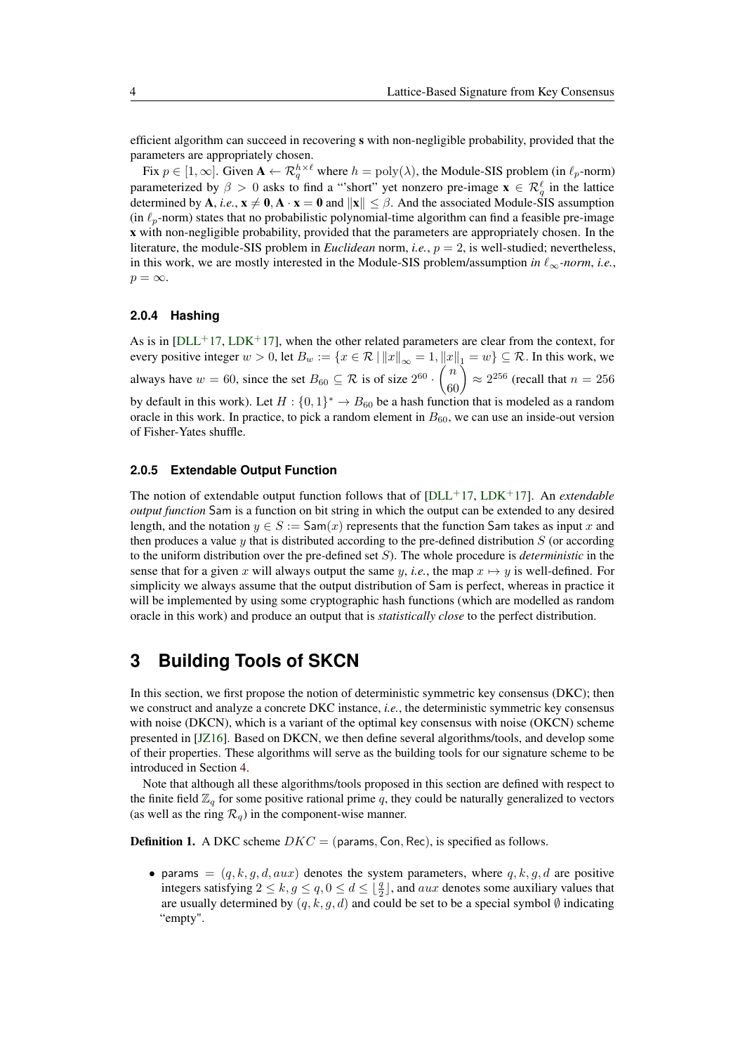efficient algorithm can succeed in recovering **s** with non-negligible probability, provided that the parameters are appropriately chosen.

Fix $p \in [1, \infty]$. Given $\mathbf{A} \leftarrow \mathcal{R}_q^{h \times \ell}$ where $h = \mathrm{poly}(\lambda)$, the Module-SIS problem (in $\ell_p$-norm) parameterized by $\beta > 0$ asks to find a "'short" yet nonzero pre-image $\mathbf{x} \in \mathcal{R}_q^{\ell}$ in the lattice determined by $\mathbf{A}$, *i.e.*, $\mathbf{x} \neq \mathbf{0}, \mathbf{A} \cdot \mathbf{x} = \mathbf{0}$ and $\|\mathbf{x}\| \leq \beta$. And the associated Module-SIS assumption (in $\ell_p$-norm) states that no probabilistic polynomial-time algorithm can find a feasible pre-image $\mathbf{x}$ with non-negligible probability, provided that the parameters are appropriately chosen. In the literature, the module-SIS problem in *Euclidean* norm, *i.e.*, $p = 2$, is well-studied; nevertheless, in this work, we are mostly interested in the Module-SIS problem/assumption *in $\ell_\infty$-norm*, *i.e.*, $p = \infty$.

#### 2.0.4 Hashing

As is in [DLL+17, LDK+17], when the other related parameters are clear from the context, for every positive integer $w > 0$, let $B_w := \{x \in \mathcal{R} \mid \|x\|_\infty = 1, \|x\|_1 = w\} \subseteq \mathcal{R}$. In this work, we always have $w = 60$, since the set $B_{60} \subseteq \mathcal{R}$ is of size $2^{60} \cdot \binom{n}{60} \approx 2^{256}$ (recall that $n = 256$ by default in this work). Let $H : \{0,1\}^* \to B_{60}$ be a hash function that is modeled as a random oracle in this work. In practice, to pick a random element in $B_{60}$, we can use an inside-out version of Fisher-Yates shuffle.

#### 2.0.5 Extendable Output Function

The notion of extendable output function follows that of [DLL+17, LDK+17]. An *extendable output function* Sam is a function on bit string in which the output can be extended to any desired length, and the notation $y \in S := \mathsf{Sam}(x)$ represents that the function Sam takes as input $x$ and then produces a value $y$ that is distributed according to the pre-defined distribution $S$ (or according to the uniform distribution over the pre-defined set $S$). The whole procedure is *deterministic* in the sense that for a given $x$ will always output the same $y$, *i.e.*, the map $x \mapsto y$ is well-defined. For simplicity we always assume that the output distribution of Sam is perfect, whereas in practice it will be implemented by using some cryptographic hash functions (which are modelled as random oracle in this work) and produce an output that is *statistically close* to the perfect distribution.

# 3 Building Tools of SKCN

In this section, we first propose the notion of deterministic symmetric key consensus (DKC); then we construct and analyze a concrete DKC instance, *i.e.*, the deterministic symmetric key consensus with noise (DKCN), which is a variant of the optimal key consensus with noise (OKCN) scheme presented in [JZ16]. Based on DKCN, we then define several algorithms/tools, and develop some of their properties. These algorithms will serve as the building tools for our signature scheme to be introduced in Section 4.

Note that although all these algorithms/tools proposed in this section are defined with respect to the finite field $\mathbb{Z}_q$ for some positive rational prime $q$, they could be naturally generalized to vectors (as well as the ring $\mathcal{R}_q$) in the component-wise manner.

**Definition 1.** A DKC scheme $DKC = (\mathsf{params}, \mathsf{Con}, \mathsf{Rec})$, is specified as follows.

- $\mathsf{params} = (q, k, g, d, aux)$ denotes the system parameters, where $q, k, g, d$ are positive integers satisfying $2 \leq k, g \leq q, 0 \leq d \leq \lfloor \frac{q}{2} \rfloor$, and $aux$ denotes some auxiliary values that are usually determined by $(q, k, g, d)$ and could be set to be a special symbol $\emptyset$ indicating "empty".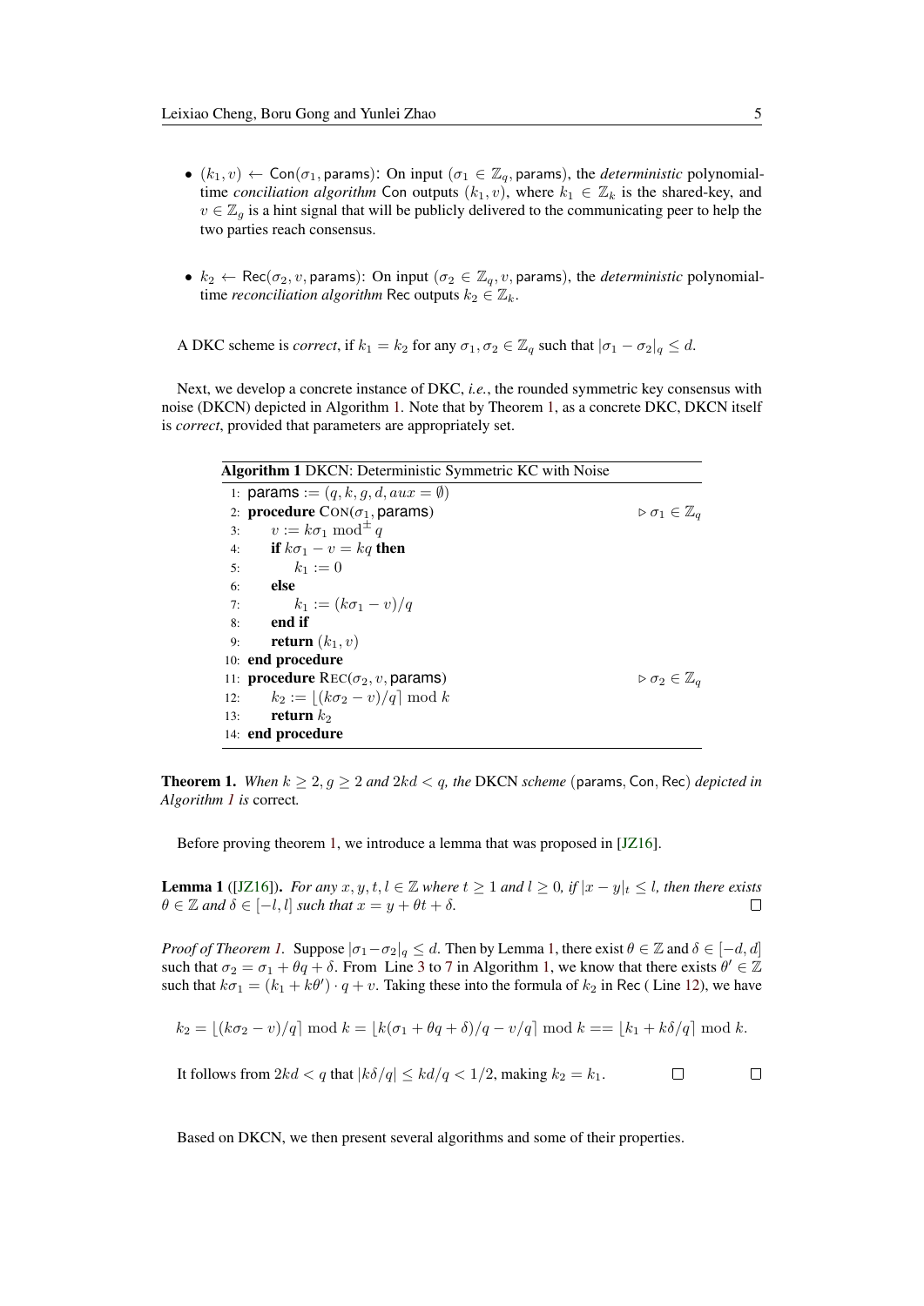- $(k_1, v) \leftarrow \mathsf{Con}(\sigma_1, \mathsf{params})$: On input $(\sigma_1 \in \mathbb{Z}_q, \mathsf{params})$, the *deterministic* polynomial-time *conciliation algorithm* Con outputs $(k_1, v)$, where $k_1 \in \mathbb{Z}_k$ is the shared-key, and $v \in \mathbb{Z}_g$ is a hint signal that will be publicly delivered to the communicating peer to help the two parties reach consensus.

- $k_2 \leftarrow \mathsf{Rec}(\sigma_2, v, \mathsf{params})$: On input $(\sigma_2 \in \mathbb{Z}_q, v, \mathsf{params})$, the *deterministic* polynomial-time *reconciliation algorithm* Rec outputs $k_2 \in \mathbb{Z}_k$.

A DKC scheme is *correct*, if $k_1 = k_2$ for any $\sigma_1, \sigma_2 \in \mathbb{Z}_q$ such that $|\sigma_1 - \sigma_2|_q \leq d$.

Next, we develop a concrete instance of DKC, *i.e.*, the rounded symmetric key consensus with noise (DKCN) depicted in Algorithm 1. Note that by Theorem 1, as a concrete DKC, DKCN itself is *correct*, provided that parameters are appropriately set.

**Algorithm 1** DKCN: Deterministic Symmetric KC with Noise

```
1:  params := (q, k, g, d, aux = ∅)
2:  procedure CON(σ1, params)                    ▷ σ1 ∈ Z_q
3:      v := kσ1 mod± q
4:      if kσ1 − v = kq then
5:          k1 := 0
6:      else
7:          k1 := (kσ1 − v)/q
8:      end if
9:      return (k1, v)
10: end procedure
11: procedure REC(σ2, v, params)                 ▷ σ2 ∈ Z_q
12:     k2 := ⌊(kσ2 − v)/q⌉ mod k
13:     return k2
14: end procedure
```

**Theorem 1.** *When $k \geq 2, g \geq 2$ and $2kd < q$, the* DKCN *scheme* $(\mathsf{params}, \mathsf{Con}, \mathsf{Rec})$ *depicted in Algorithm 1 is* correct*.*

Before proving theorem 1, we introduce a lemma that was proposed in [JZ16].

**Lemma 1** ([JZ16]). *For any $x, y, t, l \in \mathbb{Z}$ where $t \geq 1$ and $l \geq 0$, if $|x - y|_t \leq l$, then there exists $\theta \in \mathbb{Z}$ and $\delta \in [-l, l]$ such that $x = y + \theta t + \delta$.* □

*Proof of Theorem 1.* Suppose $|\sigma_1 - \sigma_2|_q \leq d$. Then by Lemma 1, there exist $\theta \in \mathbb{Z}$ and $\delta \in [-d, d]$ such that $\sigma_2 = \sigma_1 + \theta q + \delta$. From Line 3 to 7 in Algorithm 1, we know that there exists $\theta' \in \mathbb{Z}$ such that $k\sigma_1 = (k_1 + k\theta') \cdot q + v$. Taking these into the formula of $k_2$ in Rec ( Line 12), we have

$$k_2 = \lfloor (k\sigma_2 - v)/q \rceil \bmod k = \lfloor k(\sigma_1 + \theta q + \delta)/q - v/q \rceil \bmod k == \lfloor k_1 + k\delta/q \rceil \bmod k.$$

It follows from $2kd < q$ that $|k\delta/q| \leq kd/q < 1/2$, making $k_2 = k_1$. □ □

Based on DKCN, we then present several algorithms and some of their properties.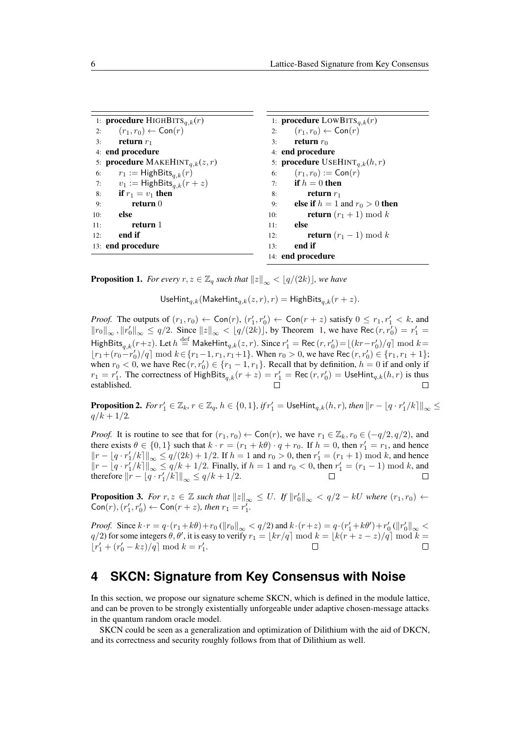```
1: procedure HIGHBITS_{q,k}(r)
2:     (r_1, r_0) ← Con(r)
3:     return r_1
4: end procedure
5: procedure MAKEHINT_{q,k}(z, r)
6:     r_1 := HighBits_{q,k}(r)
7:     v_1 := HighBits_{q,k}(r + z)
8:     if r_1 = v_1 then
9:         return 0
10:    else
11:        return 1
12:    end if
13: end procedure
```

```
1: procedure LOWBITS_{q,k}(r)
2:     (r_1, r_0) ← Con(r)
3:     return r_0
4: end procedure
5: procedure USEHINT_{q,k}(h, r)
6:     (r_1, r_0) := Con(r)
7:     if h = 0 then
8:         return r_1
9:     else if h = 1 and r_0 > 0 then
10:        return (r_1 + 1) mod k
11:    else
12:        return (r_1 − 1) mod k
13:    end if
14: end procedure
```

**Proposition 1.** *For every $r, z \in \mathbb{Z}_q$ such that $\|z\|_\infty < \lfloor q/(2k) \rfloor$, we have*

$$\mathsf{UseHint}_{q,k}(\mathsf{MakeHint}_{q,k}(z, r), r) = \mathsf{HighBits}_{q,k}(r + z).$$

*Proof.* The outputs of $(r_1, r_0) \leftarrow \mathsf{Con}(r)$, $(r_1', r_0') \leftarrow \mathsf{Con}(r + z)$ satisfy $0 \leq r_1, r_1' < k$, and $\|r_0\|_\infty, \|r_0'\|_\infty \leq q/2$. Since $\|z\|_\infty < \lfloor q/(2k) \rfloor$, by Theorem 1, we have $\mathsf{Rec}(r, r_0') = r_1' = \mathsf{HighBits}_{q,k}(r+z)$. Let $h \overset{\text{def}}{=} \mathsf{MakeHint}_{q,k}(z, r)$. Since $r_1' = \mathsf{Rec}(r, r_0') = \lfloor (kr - r_0')/q \rceil \bmod k = \lfloor r_1 + (r_0 - r_0')/q \rceil \bmod k \in \{r_1 - 1, r_1, r_1 + 1\}$. When $r_0 > 0$, we have $\mathsf{Rec}(r, r_0') \in \{r_1, r_1 + 1\}$; when $r_0 < 0$, we have $\mathsf{Rec}(r, r_0') \in \{r_1 - 1, r_1\}$. Recall that by definition, $h = 0$ if and only if $r_1 = r_1'$. The correctness of $\mathsf{HighBits}_{q,k}(r + z) = r_1' = \mathsf{Rec}(r, r_0') = \mathsf{UseHint}_{q,k}(h, r)$ is thus established. □

**Proposition 2.** *For $r_1' \in \mathbb{Z}_k$, $r \in \mathbb{Z}_q$, $h \in \{0, 1\}$, if $r_1' = \mathsf{UseHint}_{q,k}(h, r)$, then $\|r - \lfloor q \cdot r_1'/k \rceil\|_\infty \leq q/k + 1/2$.*

*Proof.* It is routine to see that for $(r_1, r_0) \leftarrow \mathsf{Con}(r)$, we have $r_1 \in \mathbb{Z}_k$, $r_0 \in (-q/2, q/2)$, and there exists $\theta \in \{0, 1\}$ such that $k \cdot r = (r_1 + k\theta) \cdot q + r_0$. If $h = 0$, then $r_1' = r_1$, and hence $\|r - \lfloor q \cdot r_1'/k \rceil\|_\infty \leq q/(2k) + 1/2$. If $h = 1$ and $r_0 > 0$, then $r_1' = (r_1 + 1) \bmod k$, and hence $\|r - \lfloor q \cdot r_1'/k \rceil\|_\infty \leq q/k + 1/2$. Finally, if $h = 1$ and $r_0 < 0$, then $r_1' = (r_1 - 1) \bmod k$, and therefore $\|r - \lfloor q \cdot r_1'/k \rceil\|_\infty \leq q/k + 1/2$. □

**Proposition 3.** *For $r, z \in \mathbb{Z}$ such that $\|z\|_\infty \leq U$. If $\|r_0'\|_\infty < q/2 - kU$ where $(r_1, r_0) \leftarrow \mathsf{Con}(r)$, $(r_1', r_0') \leftarrow \mathsf{Con}(r + z)$, then $r_1 = r_1'$.*

*Proof.* Since $k \cdot r = q \cdot (r_1 + k\theta) + r_0$ ($\|r_0\|_\infty < q/2$) and $k \cdot (r + z) = q \cdot (r_1' + k\theta') + r_0'$ ($\|r_0'\|_\infty < q/2$) for some integers $\theta, \theta'$, it is easy to verify $r_1 = \lfloor kr/q \rceil \bmod k = \lfloor k(r + z - z)/q \rceil \bmod k = \lfloor r_1' + (r_0' - kz)/q \rceil \bmod k = r_1'$. □

# 4 SKCN: Signature from Key Consensus with Noise

In this section, we propose our signature scheme SKCN, which is defined in the module lattice, and can be proven to be strongly existentially unforgeable under adaptive chosen-message attacks in the quantum random oracle model.

SKCN could be seen as a generalization and optimization of Dilithium with the aid of DKCN, and its correctness and security roughly follows from that of Dilithium as well.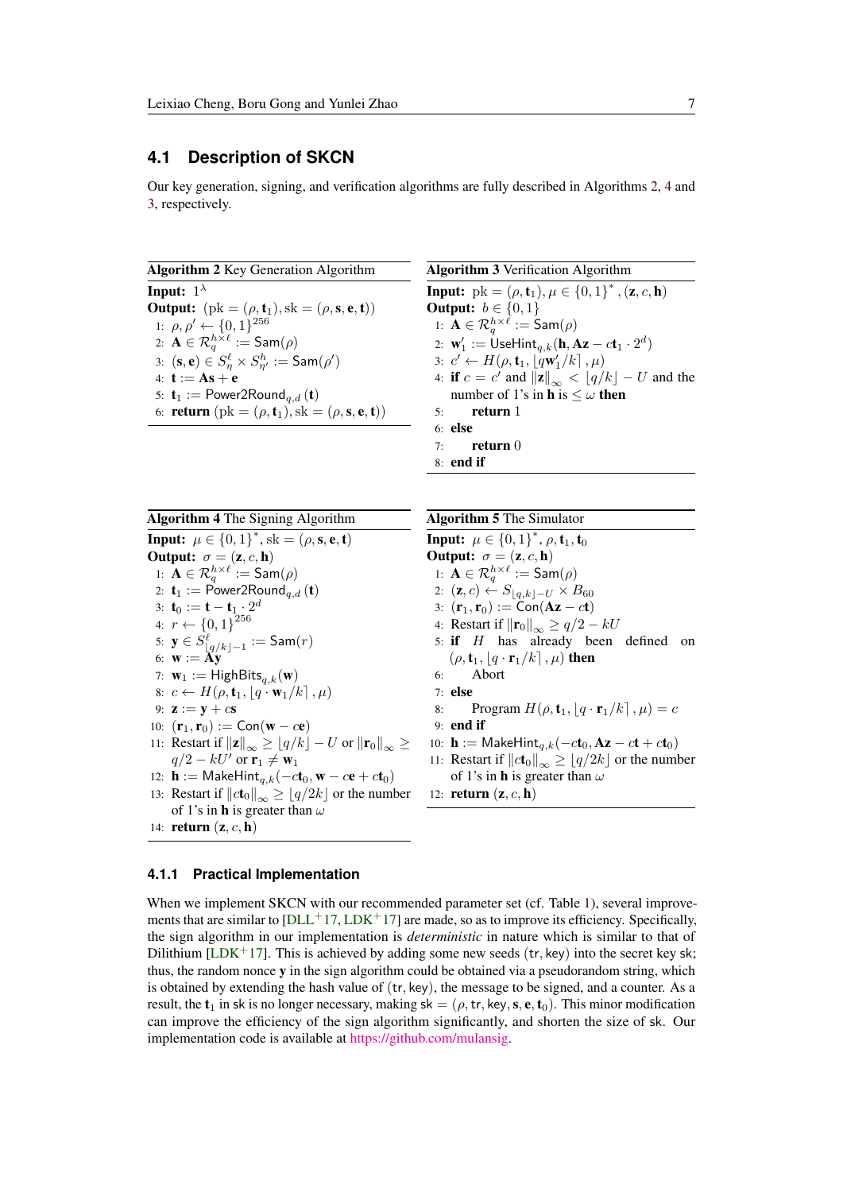### 4.1 Description of SKCN

Our key generation, signing, and verification algorithms are fully described in Algorithms 2, 4 and 3, respectively.

**Algorithm 2** Key Generation Algorithm

**Input:** $1^\lambda$

**Output:** $(\mathrm{pk} = (\rho, \mathbf{t}_1), \mathrm{sk} = (\rho, \mathbf{s}, \mathbf{e}, \mathbf{t}))$

1: $\rho, \rho' \leftarrow \{0,1\}^{256}$
2: $\mathbf{A} \in \mathcal{R}_q^{h\times\ell} := \mathsf{Sam}(\rho)$
3: $(\mathbf{s}, \mathbf{e}) \in S_\eta^\ell \times S_{\eta'}^h := \mathsf{Sam}(\rho')$
4: $\mathbf{t} := \mathbf{A}\mathbf{s} + \mathbf{e}$
5: $\mathbf{t}_1 := \mathsf{Power2Round}_{q,d}(\mathbf{t})$
6: **return** $(\mathrm{pk} = (\rho, \mathbf{t}_1), \mathrm{sk} = (\rho, \mathbf{s}, \mathbf{e}, \mathbf{t}))$

**Algorithm 3** Verification Algorithm

**Input:** $\mathrm{pk} = (\rho, \mathbf{t}_1), \mu \in \{0,1\}^*, (\mathbf{z}, c, \mathbf{h})$

**Output:** $b \in \{0,1\}$

1: $\mathbf{A} \in \mathcal{R}_q^{h\times\ell} := \mathsf{Sam}(\rho)$
2: $\mathbf{w}_1' := \mathsf{UseHint}_{q,k}(\mathbf{h}, \mathbf{A}\mathbf{z} - c\mathbf{t}_1 \cdot 2^d)$
3: $c' \leftarrow H(\rho, \mathbf{t}_1, \lfloor q\mathbf{w}_1'/k \rceil, \mu)$
4: **if** $c = c'$ and $\|\mathbf{z}\|_\infty < \lfloor q/k \rfloor - U$ and the number of 1's in $\mathbf{h}$ is $\leq \omega$ **then**
5: &nbsp;&nbsp;&nbsp;&nbsp;**return** 1
6: **else**
7: &nbsp;&nbsp;&nbsp;&nbsp;**return** 0
8: **end if**

**Algorithm 4** The Signing Algorithm

**Input:** $\mu \in \{0,1\}^*, \mathrm{sk} = (\rho, \mathbf{s}, \mathbf{e}, \mathbf{t})$

**Output:** $\sigma = (\mathbf{z}, c, \mathbf{h})$

1: $\mathbf{A} \in \mathcal{R}_q^{h\times\ell} := \mathsf{Sam}(\rho)$
2: $\mathbf{t}_1 := \mathsf{Power2Round}_{q,d}(\mathbf{t})$
3: $\mathbf{t}_0 := \mathbf{t} - \mathbf{t}_1 \cdot 2^d$
4: $r \leftarrow \{0,1\}^{256}$
5: $\mathbf{y} \in S^\ell_{\lfloor q/k \rfloor - 1} := \mathsf{Sam}(r)$
6: $\mathbf{w} := \mathbf{A}\mathbf{y}$
7: $\mathbf{w}_1 := \mathsf{HighBits}_{q,k}(\mathbf{w})$
8: $c \leftarrow H(\rho, \mathbf{t}_1, \lfloor q \cdot \mathbf{w}_1/k \rceil, \mu)$
9: $\mathbf{z} := \mathbf{y} + c\mathbf{s}$
10: $(\mathbf{r}_1, \mathbf{r}_0) := \mathsf{Con}(\mathbf{w} - c\mathbf{e})$
11: Restart if $\|\mathbf{z}\|_\infty \geq \lfloor q/k \rfloor - U$ or $\|\mathbf{r}_0\|_\infty \geq q/2 - kU'$ or $\mathbf{r}_1 \neq \mathbf{w}_1$
12: $\mathbf{h} := \mathsf{MakeHint}_{q,k}(-c\mathbf{t}_0, \mathbf{w} - c\mathbf{e} + c\mathbf{t}_0)$
13: Restart if $\|c\mathbf{t}_0\|_\infty \geq \lfloor q/2k \rfloor$ or the number of 1's in $\mathbf{h}$ is greater than $\omega$
14: **return** $(\mathbf{z}, c, \mathbf{h})$

**Algorithm 5** The Simulator

**Input:** $\mu \in \{0,1\}^*, \rho, \mathbf{t}_1, \mathbf{t}_0$

**Output:** $\sigma = (\mathbf{z}, c, \mathbf{h})$

1: $\mathbf{A} \in \mathcal{R}_q^{h\times\ell} := \mathsf{Sam}(\rho)$
2: $(\mathbf{z}, c) \leftarrow S_{\lfloor q,k \rfloor - U} \times B_{60}$
3: $(\mathbf{r}_1, \mathbf{r}_0) := \mathsf{Con}(\mathbf{A}\mathbf{z} - c\mathbf{t})$
4: Restart if $\|\mathbf{r}_0\|_\infty \geq q/2 - kU$
5: **if** $H$ has already been defined on $(\rho, \mathbf{t}_1, \lfloor q \cdot \mathbf{r}_1/k \rceil, \mu)$ **then**
6: &nbsp;&nbsp;&nbsp;&nbsp;Abort
7: **else**
8: &nbsp;&nbsp;&nbsp;&nbsp;Program $H(\rho, \mathbf{t}_1, \lfloor q \cdot \mathbf{r}_1/k \rceil, \mu) = c$
9: **end if**
10: $\mathbf{h} := \mathsf{MakeHint}_{q,k}(-c\mathbf{t}_0, \mathbf{A}\mathbf{z} - c\mathbf{t} + c\mathbf{t}_0)$
11: Restart if $\|c\mathbf{t}_0\|_\infty \geq \lfloor q/2k \rfloor$ or the number of 1's in $\mathbf{h}$ is greater than $\omega$
12: **return** $(\mathbf{z}, c, \mathbf{h})$

#### 4.1.1 Practical Implementation

When we implement SKCN with our recommended parameter set (cf. Table 1), several improvements that are similar to [DLL+17, LDK+17] are made, so as to improve its efficiency. Specifically, the sign algorithm in our implementation is *deterministic* in nature which is similar to that of Dilithium [LDK+17]. This is achieved by adding some new seeds $(\mathsf{tr}, \mathsf{key})$ into the secret key $\mathsf{sk}$; thus, the random nonce $\mathbf{y}$ in the sign algorithm could be obtained via a pseudorandom string, which is obtained by extending the hash value of $(\mathsf{tr}, \mathsf{key})$, the message to be signed, and a counter. As a result, the $\mathbf{t}_1$ in $\mathsf{sk}$ is no longer necessary, making $\mathsf{sk} = (\rho, \mathsf{tr}, \mathsf{key}, \mathbf{s}, \mathbf{e}, \mathbf{t}_0)$. This minor modification can improve the efficiency of the sign algorithm significantly, and shorten the size of $\mathsf{sk}$. Our implementation code is available at https://github.com/mulansig.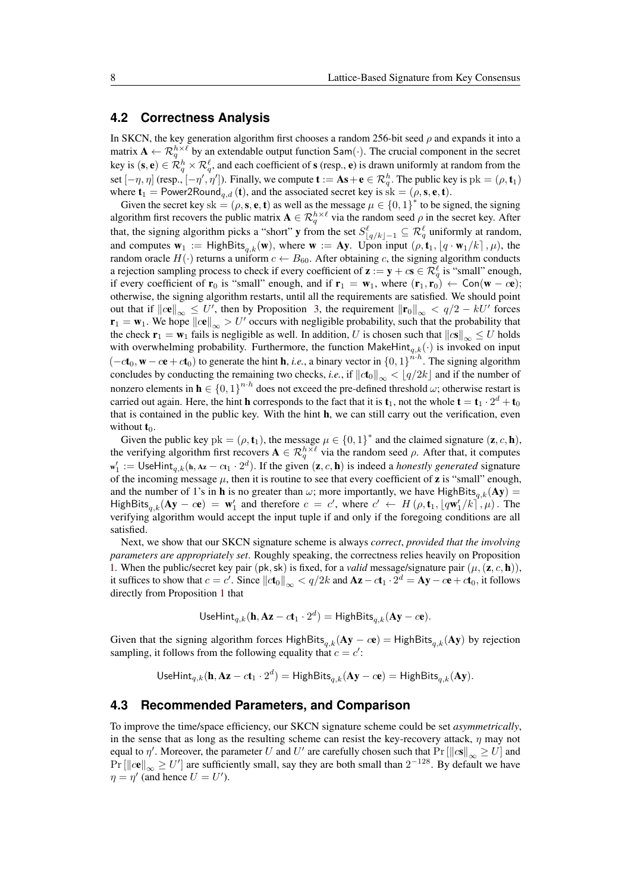## 4.2 Correctness Analysis

In SKCN, the key generation algorithm first chooses a random 256-bit seed $\rho$ and expands it into a matrix $\mathbf{A} \leftarrow \mathcal{R}_q^{h\times\ell}$ by an extendable output function $\mathsf{Sam}(\cdot)$. The crucial component in the secret key is $(\mathbf{s}, \mathbf{e}) \in \mathcal{R}_q^h \times \mathcal{R}_q^\ell$, and each coefficient of $\mathbf{s}$ (resp., $\mathbf{e}$) is drawn uniformly at random from the set $[-\eta, \eta]$ (resp., $[-\eta', \eta']$). Finally, we compute $\mathbf{t} := \mathbf{A}\mathbf{s} + \mathbf{e} \in \mathcal{R}_q^h$. The public key is $\mathrm{pk} = (\rho, \mathbf{t}_1)$ where $\mathbf{t}_1 = \mathsf{Power2Round}_{q,d}(\mathbf{t})$, and the associated secret key is $\mathrm{sk} = (\rho, \mathbf{s}, \mathbf{e}, \mathbf{t})$.

Given the secret key $\mathrm{sk} = (\rho, \mathbf{s}, \mathbf{e}, \mathbf{t})$ as well as the message $\mu \in \{0,1\}^*$ to be signed, the signing algorithm first recovers the public matrix $\mathbf{A} \in \mathcal{R}_q^{h\times\ell}$ via the random seed $\rho$ in the secret key. After that, the signing algorithm picks a "short" $\mathbf{y}$ from the set $S^\ell_{\lfloor q/k \rfloor - 1} \subseteq \mathcal{R}_q^\ell$ uniformly at random, and computes $\mathbf{w}_1 := \mathsf{HighBits}_{q,k}(\mathbf{w})$, where $\mathbf{w} := \mathbf{A}\mathbf{y}$. Upon input $(\rho, \mathbf{t}_1, \lfloor q \cdot \mathbf{w}_1/k \rceil, \mu)$, the random oracle $H(\cdot)$ returns a uniform $c \leftarrow B_{60}$. After obtaining $c$, the signing algorithm conducts a rejection sampling process to check if every coefficient of $\mathbf{z} := \mathbf{y} + c\mathbf{s} \in \mathcal{R}_q^\ell$ is "small" enough, if every coefficient of $\mathbf{r}_0$ is "small" enough, and if $\mathbf{r}_1 = \mathbf{w}_1$, where $(\mathbf{r}_1, \mathbf{r}_0) \leftarrow \mathsf{Con}(\mathbf{w} - c\mathbf{e})$; otherwise, the signing algorithm restarts, until all the requirements are satisfied. We should point out that if $\|c\mathbf{e}\|_\infty \le U'$, then by Proposition 3, the requirement $\|\mathbf{r}_0\|_\infty < q/2 - kU'$ forces $\mathbf{r}_1 = \mathbf{w}_1$. We hope $\|c\mathbf{e}\|_\infty > U'$ occurs with negligible probability, such that the probability that the check $\mathbf{r}_1 = \mathbf{w}_1$ fails is negligible as well. In addition, $U$ is chosen such that $\|c\mathbf{s}\|_\infty \le U$ holds with overwhelming probability. Furthermore, the function $\mathsf{MakeHint}_{q,k}(\cdot)$ is invoked on input $(-c\mathbf{t}_0, \mathbf{w} - c\mathbf{e} + c\mathbf{t}_0)$ to generate the hint $\mathbf{h}$, *i.e.*, a binary vector in $\{0,1\}^{n\cdot h}$. The signing algorithm concludes by conducting the remaining two checks, *i.e.*, if $\|c\mathbf{t}_0\|_\infty < \lfloor q/2k \rfloor$ and if the number of nonzero elements in $\mathbf{h} \in \{0,1\}^{n\cdot h}$ does not exceed the pre-defined threshold $\omega$; otherwise restart is carried out again. Here, the hint $\mathbf{h}$ corresponds to the fact that it is $\mathbf{t}_1$, not the whole $\mathbf{t} = \mathbf{t}_1 \cdot 2^d + \mathbf{t}_0$ that is contained in the public key. With the hint $\mathbf{h}$, we can still carry out the verification, even without $\mathbf{t}_0$.

Given the public key $\mathrm{pk} = (\rho, \mathbf{t}_1)$, the message $\mu \in \{0,1\}^*$ and the claimed signature $(\mathbf{z}, c, \mathbf{h})$, the verifying algorithm first recovers $\mathbf{A} \in \mathcal{R}_q^{h\times\ell}$ via the random seed $\rho$. After that, it computes $\mathbf{w}_1' := \mathsf{UseHint}_{q,k}(\mathbf{h}, \mathbf{A}\mathbf{z} - c\mathbf{t}_1 \cdot 2^d)$. If the given $(\mathbf{z}, c, \mathbf{h})$ is indeed a *honestly generated* signature of the incoming message $\mu$, then it is routine to see that every coefficient of $\mathbf{z}$ is "small" enough, and the number of 1's in $\mathbf{h}$ is no greater than $\omega$; more importantly, we have $\mathsf{HighBits}_{q,k}(\mathbf{A}\mathbf{y}) = \mathsf{HighBits}_{q,k}(\mathbf{A}\mathbf{y} - c\mathbf{e}) = \mathbf{w}_1'$ and therefore $c = c'$, where $c' \leftarrow H(\rho, \mathbf{t}_1, \lfloor q\mathbf{w}_1'/k \rceil, \mu)$. The verifying algorithm would accept the input tuple if and only if the foregoing conditions are all satisfied.

Next, we show that our SKCN signature scheme is always *correct*, *provided that the involving parameters are appropriately set*. Roughly speaking, the correctness relies heavily on Proposition 1. When the public/secret key pair $(\mathsf{pk}, \mathsf{sk})$ is fixed, for a *valid* message/signature pair $(\mu, (\mathbf{z}, c, \mathbf{h}))$, it suffices to show that $c = c'$. Since $\|c\mathbf{t}_0\|_\infty < q/2k$ and $\mathbf{A}\mathbf{z} - c\mathbf{t}_1 \cdot 2^d = \mathbf{A}\mathbf{y} - c\mathbf{e} + c\mathbf{t}_0$, it follows directly from Proposition 1 that

$$\mathsf{UseHint}_{q,k}(\mathbf{h}, \mathbf{A}\mathbf{z} - c\mathbf{t}_1 \cdot 2^d) = \mathsf{HighBits}_{q,k}(\mathbf{A}\mathbf{y} - c\mathbf{e}).$$

Given that the signing algorithm forces $\mathsf{HighBits}_{q,k}(\mathbf{A}\mathbf{y} - c\mathbf{e}) = \mathsf{HighBits}_{q,k}(\mathbf{A}\mathbf{y})$ by rejection sampling, it follows from the following equality that $c = c'$:

$$\mathsf{UseHint}_{q,k}(\mathbf{h}, \mathbf{A}\mathbf{z} - c\mathbf{t}_1 \cdot 2^d) = \mathsf{HighBits}_{q,k}(\mathbf{A}\mathbf{y} - c\mathbf{e}) = \mathsf{HighBits}_{q,k}(\mathbf{A}\mathbf{y}).$$

## 4.3 Recommended Parameters, and Comparison

To improve the time/space efficiency, our SKCN signature scheme could be set *asymmetrically*, in the sense that as long as the resulting scheme can resist the key-recovery attack, $\eta$ may not equal to $\eta'$. Moreover, the parameter $U$ and $U'$ are carefully chosen such that $\Pr[\|c\mathbf{s}\|_\infty \ge U]$ and $\Pr[\|c\mathbf{e}\|_\infty \ge U']$ are sufficiently small, say they are both small than $2^{-128}$. By default we have $\eta = \eta'$ (and hence $U = U'$).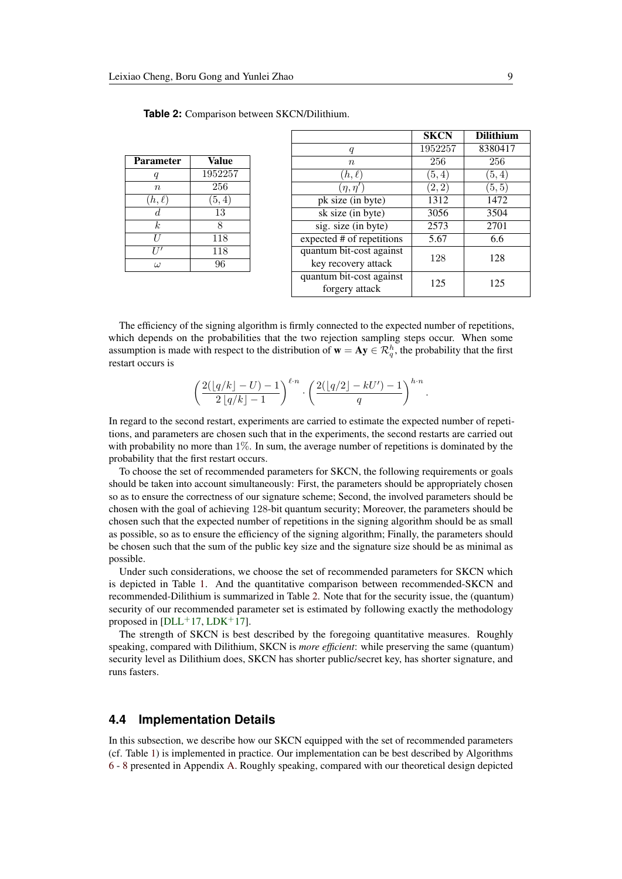**Table 2:** Comparison between SKCN/Dilithium.

| Parameter | Value |
|---|---|
| $q$ | 1952257 |
| $n$ | 256 |
| $(h, \ell)$ | $(5, 4)$ |
| $d$ | 13 |
| $k$ | 8 |
| $U$ | 118 |
| $U'$ | 118 |
| $\omega$ | 96 |

| | **SKCN** | **Dilithium** |
|---|---|---|
| $q$ | 1952257 | 8380417 |
| $n$ | 256 | 256 |
| $(h, \ell)$ | $(5, 4)$ | $(5, 4)$ |
| $(\eta, \eta')$ | $(2, 2)$ | $(5, 5)$ |
| pk size (in byte) | 1312 | 1472 |
| sk size (in byte) | 3056 | 3504 |
| sig. size (in byte) | 2573 | 2701 |
| expected # of repetitions | 5.67 | 6.6 |
| quantum bit-cost against key recovery attack | 128 | 128 |
| quantum bit-cost against forgery attack | 125 | 125 |

The efficiency of the signing algorithm is firmly connected to the expected number of repetitions, which depends on the probabilities that the two rejection sampling steps occur. When some assumption is made with respect to the distribution of $\mathbf{w} = \mathbf{A}\mathbf{y} \in \mathcal{R}_q^h$, the probability that the first restart occurs is

$$\left(\frac{2(\lfloor q/k \rfloor - U) - 1}{2\lfloor q/k \rfloor - 1}\right)^{\ell \cdot n} \cdot \left(\frac{2(\lfloor q/2 \rfloor - kU') - 1}{q}\right)^{h \cdot n}.$$

In regard to the second restart, experiments are carried to estimate the expected number of repetitions, and parameters are chosen such that in the experiments, the second restarts are carried out with probability no more than $1\%$. In sum, the average number of repetitions is dominated by the probability that the first restart occurs.

To choose the set of recommended parameters for SKCN, the following requirements or goals should be taken into account simultaneously: First, the parameters should be appropriately chosen so as to ensure the correctness of our signature scheme; Second, the involved parameters should be chosen with the goal of achieving 128-bit quantum security; Moreover, the parameters should be chosen such that the expected number of repetitions in the signing algorithm should be as small as possible, so as to ensure the efficiency of the signing algorithm; Finally, the parameters should be chosen such that the sum of the public key size and the signature size should be as minimal as possible.

Under such considerations, we choose the set of recommended parameters for SKCN which is depicted in Table 1. And the quantitative comparison between recommended-SKCN and recommended-Dilithium is summarized in Table 2. Note that for the security issue, the (quantum) security of our recommended parameter set is estimated by following exactly the methodology proposed in [DLL+17, LDK+17].

The strength of SKCN is best described by the foregoing quantitative measures. Roughly speaking, compared with Dilithium, SKCN is *more efficient*: while preserving the same (quantum) security level as Dilithium does, SKCN has shorter public/secret key, has shorter signature, and runs fasters.

## 4.4 Implementation Details

In this subsection, we describe how our SKCN equipped with the set of recommended parameters (cf. Table 1) is implemented in practice. Our implementation can be best described by Algorithms 6 - 8 presented in Appendix A. Roughly speaking, compared with our theoretical design depicted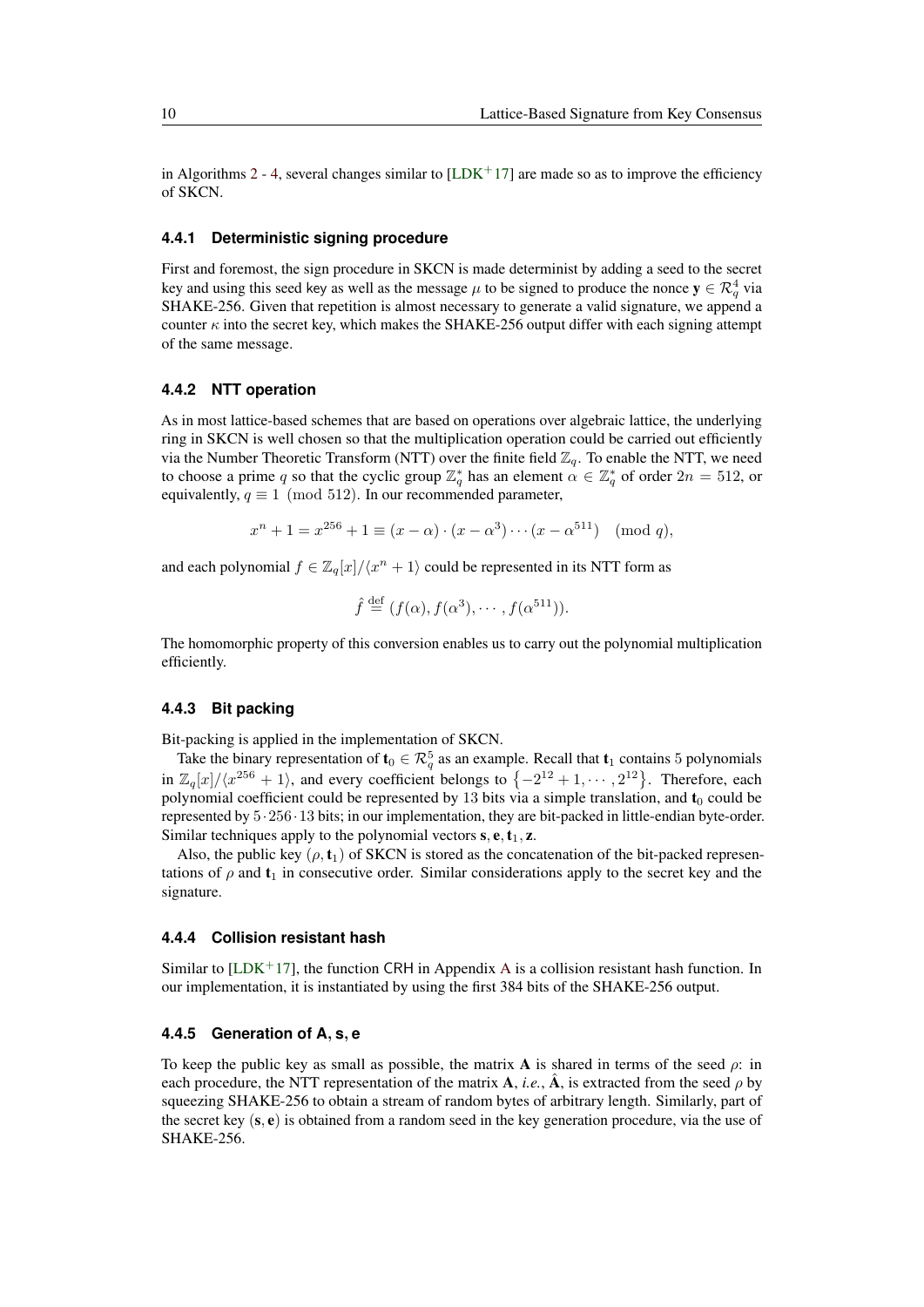in Algorithms 2 - 4, several changes similar to [LDK+17] are made so as to improve the efficiency of SKCN.

#### 4.4.1 Deterministic signing procedure

First and foremost, the sign procedure in SKCN is made determinist by adding a seed to the secret key and using this seed key as well as the message $\mu$ to be signed to produce the nonce $\mathbf{y} \in \mathcal{R}_q^4$ via SHAKE-256. Given that repetition is almost necessary to generate a valid signature, we append a counter $\kappa$ into the secret key, which makes the SHAKE-256 output differ with each signing attempt of the same message.

#### 4.4.2 NTT operation

As in most lattice-based schemes that are based on operations over algebraic lattice, the underlying ring in SKCN is well chosen so that the multiplication operation could be carried out efficiently via the Number Theoretic Transform (NTT) over the finite field $\mathbb{Z}_q$. To enable the NTT, we need to choose a prime $q$ so that the cyclic group $\mathbb{Z}_q^*$ has an element $\alpha \in \mathbb{Z}_q^*$ of order $2n = 512$, or equivalently, $q \equiv 1 \pmod{512}$. In our recommended parameter,

$$x^n + 1 = x^{256} + 1 \equiv (x - \alpha) \cdot (x - \alpha^3) \cdots (x - \alpha^{511}) \pmod{q},$$

and each polynomial $f \in \mathbb{Z}_q[x]/\langle x^n + 1 \rangle$ could be represented in its NTT form as

$$\hat{f} \stackrel{\text{def}}{=} (f(\alpha), f(\alpha^3), \cdots, f(\alpha^{511})).$$

The homomorphic property of this conversion enables us to carry out the polynomial multiplication efficiently.

#### 4.4.3 Bit packing

Bit-packing is applied in the implementation of SKCN.

Take the binary representation of $\mathbf{t}_0 \in \mathcal{R}_q^5$ as an example. Recall that $\mathbf{t}_1$ contains 5 polynomials in $\mathbb{Z}_q[x]/\langle x^{256} + 1 \rangle$, and every coefficient belongs to $\left\{-2^{12} + 1, \cdots, 2^{12}\right\}$. Therefore, each polynomial coefficient could be represented by 13 bits via a simple translation, and $\mathbf{t}_0$ could be represented by $5 \cdot 256 \cdot 13$ bits; in our implementation, they are bit-packed in little-endian byte-order. Similar techniques apply to the polynomial vectors $\mathbf{s}, \mathbf{e}, \mathbf{t}_1, \mathbf{z}$.

Also, the public key $(\rho, \mathbf{t}_1)$ of SKCN is stored as the concatenation of the bit-packed representations of $\rho$ and $\mathbf{t}_1$ in consecutive order. Similar considerations apply to the secret key and the signature.

#### 4.4.4 Collision resistant hash

Similar to [LDK+17], the function CRH in Appendix A is a collision resistant hash function. In our implementation, it is instantiated by using the first 384 bits of the SHAKE-256 output.

#### 4.4.5 Generation of A, s, e

To keep the public key as small as possible, the matrix $\mathbf{A}$ is shared in terms of the seed $\rho$: in each procedure, the NTT representation of the matrix $\mathbf{A}$, *i.e.*, $\hat{\mathbf{A}}$, is extracted from the seed $\rho$ by squeezing SHAKE-256 to obtain a stream of random bytes of arbitrary length. Similarly, part of the secret key $(\mathbf{s}, \mathbf{e})$ is obtained from a random seed in the key generation procedure, via the use of SHAKE-256.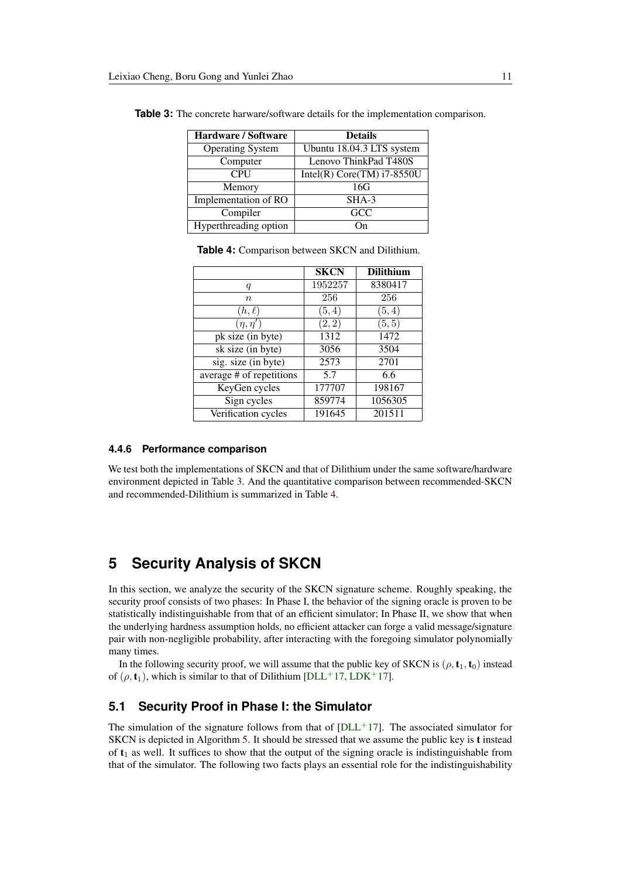**Table 3:** The concrete harware/software details for the implementation comparison.

| Hardware / Software | Details |
|---|---|
| Operating System | Ubuntu 18.04.3 LTS system |
| Computer | Lenovo ThinkPad T480S |
| CPU | Intel(R) Core(TM) i7-8550U |
| Memory | 16G |
| Implementation of RO | SHA-3 |
| Compiler | GCC |
| Hyperthreading option | On |

**Table 4:** Comparison between SKCN and Dilithium.

| | **SKCN** | **Dilithium** |
|---|---|---|
| $q$ | 1952257 | 8380417 |
| $n$ | 256 | 256 |
| $(h, \ell)$ | $(5, 4)$ | $(5, 4)$ |
| $(\eta, \eta')$ | $(2, 2)$ | $(5, 5)$ |
| pk size (in byte) | 1312 | 1472 |
| sk size (in byte) | 3056 | 3504 |
| sig. size (in byte) | 2573 | 2701 |
| average # of repetitions | 5.7 | 6.6 |
| KeyGen cycles | 177707 | 198167 |
| Sign cycles | 859774 | 1056305 |
| Verification cycles | 191645 | 201511 |

#### 4.4.6 Performance comparison

We test both the implementations of SKCN and that of Dilithium under the same software/hardware environment depicted in Table 3. And the quantitative comparison between recommended-SKCN and recommended-Dilithium is summarized in Table 4.

## 5 Security Analysis of SKCN

In this section, we analyze the security of the SKCN signature scheme. Roughly speaking, the security proof consists of two phases: In Phase I, the behavior of the signing oracle is proven to be statistically indistinguishable from that of an efficient simulator; In Phase II, we show that when the underlying hardness assumption holds, no efficient attacker can forge a valid message/signature pair with non-negligible probability, after interacting with the foregoing simulator polynomially many times.

In the following security proof, we will assume that the public key of SKCN is $(\rho, \mathbf{t}_1, \mathbf{t}_0)$ instead of $(\rho, \mathbf{t}_1)$, which is similar to that of Dilithium [DLL+17, LDK+17].

### 5.1 Security Proof in Phase I: the Simulator

The simulation of the signature follows from that of [DLL+17]. The associated simulator for SKCN is depicted in Algorithm 5. It should be stressed that we assume the public key is $\mathbf{t}$ instead of $\mathbf{t}_1$ as well. It suffices to show that the output of the signing oracle is indistinguishable from that of the simulator. The following two facts plays an essential role for the indistinguishability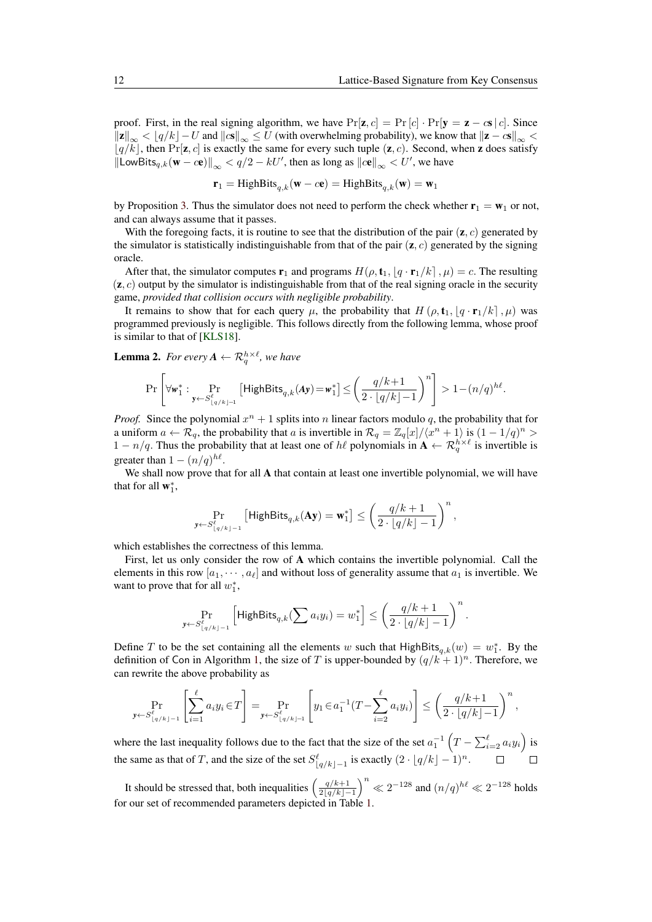proof. First, in the real signing algorithm, we have $\Pr[\mathbf{z}, c] = \Pr[c] \cdot \Pr[\mathbf{y} = \mathbf{z} - c\mathbf{s} \mid c]$. Since $\|\mathbf{z}\|_\infty < \lfloor q/k \rfloor - U$ and $\|c\mathbf{s}\|_\infty \leq U$ (with overwhelming probability), we know that $\|\mathbf{z} - c\mathbf{s}\|_\infty < \lfloor q/k \rfloor$, then $\Pr[\mathbf{z}, c]$ is exactly the same for every such tuple $(\mathbf{z}, c)$. Second, when $\mathbf{z}$ does satisfy $\|\mathsf{LowBits}_{q,k}(\mathbf{w} - c\mathbf{e})\|_\infty < q/2 - kU'$, then as long as $\|c\mathbf{e}\|_\infty < U'$, we have

$$\mathbf{r}_1 = \mathrm{HighBits}_{q,k}(\mathbf{w} - c\mathbf{e}) = \mathrm{HighBits}_{q,k}(\mathbf{w}) = \mathbf{w}_1$$

by Proposition 3. Thus the simulator does not need to perform the check whether $\mathbf{r}_1 = \mathbf{w}_1$ or not, and can always assume that it passes.

With the foregoing facts, it is routine to see that the distribution of the pair $(\mathbf{z}, c)$ generated by the simulator is statistically indistinguishable from that of the pair $(\mathbf{z}, c)$ generated by the signing oracle.

After that, the simulator computes $\mathbf{r}_1$ and programs $H(\rho, \mathbf{t}_1, \lfloor q \cdot \mathbf{r}_1/k \rceil, \mu) = c$. The resulting $(\mathbf{z}, c)$ output by the simulator is indistinguishable from that of the real signing oracle in the security game, *provided that collision occurs with negligible probability*.

It remains to show that for each query $\mu$, the probability that $H(\rho, \mathbf{t}_1, \lfloor q \cdot \mathbf{r}_1/k \rceil, \mu)$ was programmed previously is negligible. This follows directly from the following lemma, whose proof is similar to that of [KLS18].

**Lemma 2.** *For every $\boldsymbol{A} \leftarrow \mathcal{R}_q^{h\times\ell}$, we have*

$$\Pr\left[\forall \boldsymbol{w}_1^* : \Pr_{\mathbf{y}\leftarrow S^\ell_{\lfloor q/k \rfloor -1}}\left[\mathsf{HighBits}_{q,k}(\boldsymbol{A}\boldsymbol{y}) = \boldsymbol{w}_1^*\right] \leq \left(\frac{q/k+1}{2\cdot\lfloor q/k\rfloor - 1}\right)^n\right] > 1 - (n/q)^{h\ell}.$$

*Proof.* Since the polynomial $x^n + 1$ splits into $n$ linear factors modulo $q$, the probability that for a uniform $a \leftarrow \mathcal{R}_q$, the probability that $a$ is invertible in $\mathcal{R}_q = \mathbb{Z}_q[x]/\langle x^n + 1\rangle$ is $(1 - 1/q)^n > 1 - n/q$. Thus the probability that at least one of $h\ell$ polynomials in $\mathbf{A} \leftarrow \mathcal{R}_q^{h\times\ell}$ is invertible is greater than $1 - (n/q)^{h\ell}$.

We shall now prove that for all $\mathbf{A}$ that contain at least one invertible polynomial, we will have that for all $\mathbf{w}_1^*$,

$$\Pr_{\boldsymbol{y}\leftarrow S^\ell_{\lfloor q/k \rfloor -1}}\left[\mathsf{HighBits}_{q,k}(\mathbf{A}\mathbf{y}) = \mathbf{w}_1^*\right] \leq \left(\frac{q/k+1}{2\cdot\lfloor q/k\rfloor - 1}\right)^n,$$

which establishes the correctness of this lemma.

First, let us only consider the row of $\mathbf{A}$ which contains the invertible polynomial. Call the elements in this row $[a_1, \cdots, a_\ell]$ and without loss of generality assume that $a_1$ is invertible. We want to prove that for all $w_1^*$,

$$\Pr_{\boldsymbol{y}\leftarrow S^\ell_{\lfloor q/k \rfloor -1}}\left[\mathsf{HighBits}_{q,k}(\sum a_i y_i) = w_1^*\right] \leq \left(\frac{q/k+1}{2\cdot\lfloor q/k\rfloor - 1}\right)^n.$$

Define $T$ to be the set containing all the elements $w$ such that $\mathsf{HighBits}_{q,k}(w) = w_1^*$. By the definition of $\mathsf{Con}$ in Algorithm 1, the size of $T$ is upper-bounded by $(q/k+1)^n$. Therefore, we can rewrite the above probability as

$$\Pr_{\boldsymbol{y}\leftarrow S^\ell_{\lfloor q/k \rfloor -1}}\left[\sum_{i=1}^{\ell} a_i y_i \in T\right] = \Pr_{\boldsymbol{y}\leftarrow S^\ell_{\lfloor q/k \rfloor -1}}\left[y_1 \in a_1^{-1}(T - \sum_{i=2}^{\ell} a_i y_i)\right] \leq \left(\frac{q/k+1}{2\cdot\lfloor q/k\rfloor - 1}\right)^n,$$

where the last inequality follows due to the fact that the size of the set $a_1^{-1}\left(T - \sum_{i=2}^{\ell} a_i y_i\right)$ is the same as that of $T$, and the size of the set $S^\ell_{\lfloor q/k \rfloor -1}$ is exactly $(2\cdot\lfloor q/k\rfloor - 1)^n$. $\square$ $\square$

It should be stressed that, both inequalities $\left(\frac{q/k+1}{2\lfloor q/k\rfloor - 1}\right)^n \ll 2^{-128}$ and $(n/q)^{h\ell} \ll 2^{-128}$ holds for our set of recommended parameters depicted in Table 1.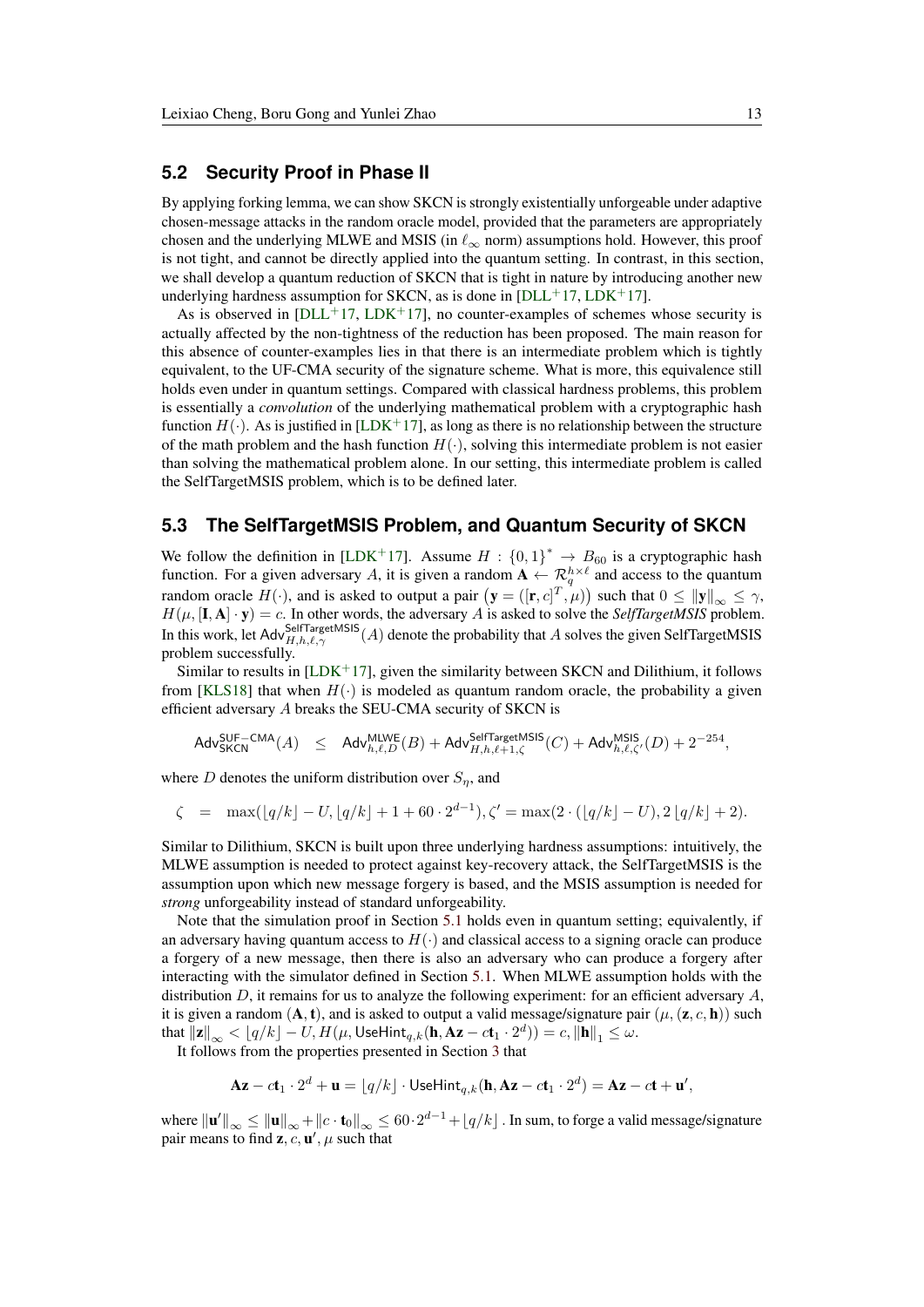## 5.2 Security Proof in Phase II

By applying forking lemma, we can show SKCN is strongly existentially unforgeable under adaptive chosen-message attacks in the random oracle model, provided that the parameters are appropriately chosen and the underlying MLWE and MSIS (in $\ell_\infty$ norm) assumptions hold. However, this proof is not tight, and cannot be directly applied into the quantum setting. In contrast, in this section, we shall develop a quantum reduction of SKCN that is tight in nature by introducing another new underlying hardness assumption for SKCN, as is done in [DLL+17, LDK+17].

As is observed in [DLL+17, LDK+17], no counter-examples of schemes whose security is actually affected by the non-tightness of the reduction has been proposed. The main reason for this absence of counter-examples lies in that there is an intermediate problem which is tightly equivalent, to the UF-CMA security of the signature scheme. What is more, this equivalence still holds even under in quantum settings. Compared with classical hardness problems, this problem is essentially a *convolution* of the underlying mathematical problem with a cryptographic hash function $H(\cdot)$. As is justified in [LDK+17], as long as there is no relationship between the structure of the math problem and the hash function $H(\cdot)$, solving this intermediate problem is not easier than solving the mathematical problem alone. In our setting, this intermediate problem is called the SelfTargetMSIS problem, which is to be defined later.

## 5.3 The SelfTargetMSIS Problem, and Quantum Security of SKCN

We follow the definition in [LDK+17]. Assume $H : \{0,1\}^* \to B_{60}$ is a cryptographic hash function. For a given adversary $A$, it is given a random $\mathbf{A} \leftarrow \mathcal{R}_q^{h\times\ell}$ and access to the quantum random oracle $H(\cdot)$, and is asked to output a pair $\left(\mathbf{y} = ([\mathbf{r}, c]^T, \mu)\right)$ such that $0 \le \|\mathbf{y}\|_\infty \le \gamma$, $H(\mu, [\mathbf{I}, \mathbf{A}] \cdot \mathbf{y}) = c$. In other words, the adversary $A$ is asked to solve the *SelfTargetMSIS* problem. In this work, let $\mathsf{Adv}^{\mathsf{SelfTargetMSIS}}_{H,h,\ell,\gamma}(A)$ denote the probability that $A$ solves the given SelfTargetMSIS problem successfully.

Similar to results in [LDK+17], given the similarity between SKCN and Dilithium, it follows from [KLS18] that when $H(\cdot)$ is modeled as quantum random oracle, the probability a given efficient adversary $A$ breaks the SEU-CMA security of SKCN is

$$\mathsf{Adv}^{\mathsf{SUF-CMA}}_{\mathsf{SKCN}}(A) \quad \le \quad \mathsf{Adv}^{\mathsf{MLWE}}_{h,\ell,D}(B) + \mathsf{Adv}^{\mathsf{SelfTargetMSIS}}_{H,h,\ell+1,\zeta}(C) + \mathsf{Adv}^{\mathsf{MSIS}}_{h,\ell,\zeta'}(D) + 2^{-254},$$

where $D$ denotes the uniform distribution over $S_\eta$, and

$$\zeta \quad = \quad \max(\lfloor q/k \rfloor - U, \lfloor q/k \rfloor + 1 + 60 \cdot 2^{d-1}), \zeta' = \max(2 \cdot (\lfloor q/k \rfloor - U), 2\lfloor q/k \rfloor + 2).$$

Similar to Dilithium, SKCN is built upon three underlying hardness assumptions: intuitively, the MLWE assumption is needed to protect against key-recovery attack, the SelfTargetMSIS is the assumption upon which new message forgery is based, and the MSIS assumption is needed for *strong* unforgeability instead of standard unforgeability.

Note that the simulation proof in Section 5.1 holds even in quantum setting; equivalently, if an adversary having quantum access to $H(\cdot)$ and classical access to a signing oracle can produce a forgery of a new message, then there is also an adversary who can produce a forgery after interacting with the simulator defined in Section 5.1. When MLWE assumption holds with the distribution $D$, it remains for us to analyze the following experiment: for an efficient adversary $A$, it is given a random $(\mathbf{A}, \mathbf{t})$, and is asked to output a valid message/signature pair $(\mu, (\mathbf{z}, c, \mathbf{h}))$ such that $\|\mathbf{z}\|_\infty < \lfloor q/k \rfloor - U, H(\mu, \mathsf{UseHint}_{q,k}(\mathbf{h}, \mathbf{Az} - c\mathbf{t}_1 \cdot 2^d)) = c, \|\mathbf{h}\|_1 \le \omega$.

It follows from the properties presented in Section 3 that

$$\mathbf{Az} - c\mathbf{t}_1 \cdot 2^d + \mathbf{u} = \lfloor q/k \rfloor \cdot \mathsf{UseHint}_{q,k}(\mathbf{h}, \mathbf{Az} - c\mathbf{t}_1 \cdot 2^d) = \mathbf{Az} - c\mathbf{t} + \mathbf{u}',$$

where $\|\mathbf{u}'\|_\infty \le \|\mathbf{u}\|_\infty + \|c \cdot \mathbf{t}_0\|_\infty \le 60 \cdot 2^{d-1} + \lfloor q/k \rfloor$. In sum, to forge a valid message/signature pair means to find $\mathbf{z}, c, \mathbf{u}', \mu$ such that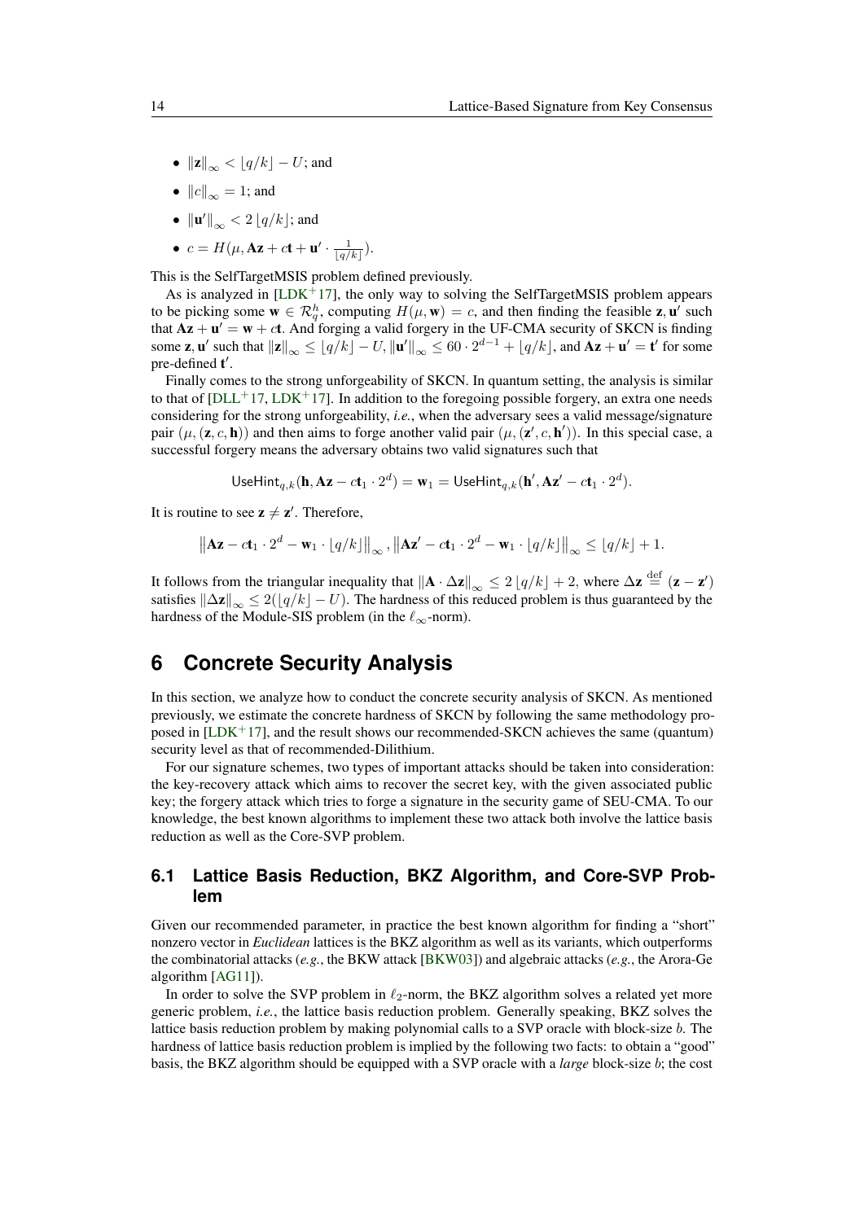- $\|\mathbf{z}\|_\infty < \lfloor q/k \rfloor - U$; and
- $\|c\|_\infty = 1$; and
- $\|\mathbf{u}'\|_\infty < 2\lfloor q/k \rfloor$; and
- $c = H(\mu, \mathbf{A}\mathbf{z} + c\mathbf{t} + \mathbf{u}' \cdot \frac{1}{\lfloor q/k \rfloor})$.

This is the SelfTargetMSIS problem defined previously.

As is analyzed in [LDK+17], the only way to solving the SelfTargetMSIS problem appears to be picking some $\mathbf{w} \in \mathcal{R}_q^h$, computing $H(\mu, \mathbf{w}) = c$, and then finding the feasible $\mathbf{z}, \mathbf{u}'$ such that $\mathbf{A}\mathbf{z} + \mathbf{u}' = \mathbf{w} + c\mathbf{t}$. And forging a valid forgery in the UF-CMA security of SKCN is finding some $\mathbf{z}, \mathbf{u}'$ such that $\|\mathbf{z}\|_\infty \leq \lfloor q/k \rfloor - U, \|\mathbf{u}'\|_\infty \leq 60 \cdot 2^{d-1} + \lfloor q/k \rfloor$, and $\mathbf{A}\mathbf{z} + \mathbf{u}' = \mathbf{t}'$ for some pre-defined $\mathbf{t}'$.

Finally comes to the strong unforgeability of SKCN. In quantum setting, the analysis is similar to that of [DLL+17, LDK+17]. In addition to the foregoing possible forgery, an extra one needs considering for the strong unforgeability, *i.e.*, when the adversary sees a valid message/signature pair $(\mu, (\mathbf{z}, c, \mathbf{h}))$ and then aims to forge another valid pair $(\mu, (\mathbf{z}', c, \mathbf{h}'))$. In this special case, a successful forgery means the adversary obtains two valid signatures such that

$$\mathsf{UseHint}_{q,k}(\mathbf{h}, \mathbf{A}\mathbf{z} - c\mathbf{t}_1 \cdot 2^d) = \mathbf{w}_1 = \mathsf{UseHint}_{q,k}(\mathbf{h}', \mathbf{A}\mathbf{z}' - c\mathbf{t}_1 \cdot 2^d).$$

It is routine to see $\mathbf{z} \neq \mathbf{z}'$. Therefore,

$$\left\|\mathbf{A}\mathbf{z} - c\mathbf{t}_1 \cdot 2^d - \mathbf{w}_1 \cdot \lfloor q/k \rfloor\right\|_\infty, \left\|\mathbf{A}\mathbf{z}' - c\mathbf{t}_1 \cdot 2^d - \mathbf{w}_1 \cdot \lfloor q/k \rfloor\right\|_\infty \leq \lfloor q/k \rfloor + 1.$$

It follows from the triangular inequality that $\|\mathbf{A} \cdot \Delta\mathbf{z}\|_\infty \leq 2\lfloor q/k \rfloor + 2$, where $\Delta\mathbf{z} \stackrel{\text{def}}{=} (\mathbf{z} - \mathbf{z}')$ satisfies $\|\Delta\mathbf{z}\|_\infty \leq 2(\lfloor q/k \rfloor - U)$. The hardness of this reduced problem is thus guaranteed by the hardness of the Module-SIS problem (in the $\ell_\infty$-norm).

# 6 Concrete Security Analysis

In this section, we analyze how to conduct the concrete security analysis of SKCN. As mentioned previously, we estimate the concrete hardness of SKCN by following the same methodology proposed in [LDK+17], and the result shows our recommended-SKCN achieves the same (quantum) security level as that of recommended-Dilithium.

For our signature schemes, two types of important attacks should be taken into consideration: the key-recovery attack which aims to recover the secret key, with the given associated public key; the forgery attack which tries to forge a signature in the security game of SEU-CMA. To our knowledge, the best known algorithms to implement these two attack both involve the lattice basis reduction as well as the Core-SVP problem.

## 6.1 Lattice Basis Reduction, BKZ Algorithm, and Core-SVP Problem

Given our recommended parameter, in practice the best known algorithm for finding a "short" nonzero vector in *Euclidean* lattices is the BKZ algorithm as well as its variants, which outperforms the combinatorial attacks (*e.g.*, the BKW attack [BKW03]) and algebraic attacks (*e.g.*, the Arora-Ge algorithm [AG11]).

In order to solve the SVP problem in $\ell_2$-norm, the BKZ algorithm solves a related yet more generic problem, *i.e.*, the lattice basis reduction problem. Generally speaking, BKZ solves the lattice basis reduction problem by making polynomial calls to a SVP oracle with block-size $b$. The hardness of lattice basis reduction problem is implied by the following two facts: to obtain a "good" basis, the BKZ algorithm should be equipped with a SVP oracle with a *large* block-size $b$; the cost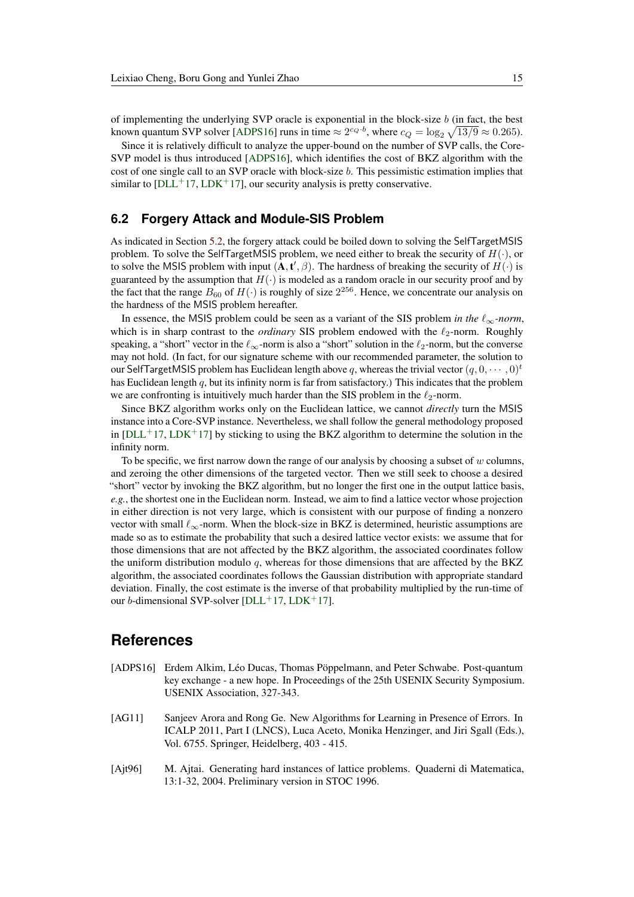of implementing the underlying SVP oracle is exponential in the block-size $b$ (in fact, the best known quantum SVP solver [ADPS16] runs in time $\approx 2^{c_Q \cdot b}$, where $c_Q = \log_2 \sqrt{13/9} \approx 0.265$).

Since it is relatively difficult to analyze the upper-bound on the number of SVP calls, the Core-SVP model is thus introduced [ADPS16], which identifies the cost of BKZ algorithm with the cost of one single call to an SVP oracle with block-size $b$. This pessimistic estimation implies that similar to [DLL+17, LDK+17], our security analysis is pretty conservative.

### 6.2 Forgery Attack and Module-SIS Problem

As indicated in Section 5.2, the forgery attack could be boiled down to solving the SelfTargetMSIS problem. To solve the SelfTargetMSIS problem, we need either to break the security of $H(\cdot)$, or to solve the MSIS problem with input $(\mathbf{A}, \mathbf{t}', \beta)$. The hardness of breaking the security of $H(\cdot)$ is guaranteed by the assumption that $H(\cdot)$ is modeled as a random oracle in our security proof and by the fact that the range $B_{60}$ of $H(\cdot)$ is roughly of size $2^{256}$. Hence, we concentrate our analysis on the hardness of the MSIS problem hereafter.

In essence, the MSIS problem could be seen as a variant of the SIS problem *in the $\ell_\infty$-norm*, which is in sharp contrast to the *ordinary* SIS problem endowed with the $\ell_2$-norm. Roughly speaking, a "short" vector in the $\ell_\infty$-norm is also a "short" solution in the $\ell_2$-norm, but the converse may not hold. (In fact, for our signature scheme with our recommended parameter, the solution to our SelfTargetMSIS problem has Euclidean length above $q$, whereas the trivial vector $(q, 0, \cdots, 0)^t$ has Euclidean length $q$, but its infinity norm is far from satisfactory.) This indicates that the problem we are confronting is intuitively much harder than the SIS problem in the $\ell_2$-norm.

Since BKZ algorithm works only on the Euclidean lattice, we cannot *directly* turn the MSIS instance into a Core-SVP instance. Nevertheless, we shall follow the general methodology proposed in [DLL+17, LDK+17] by sticking to using the BKZ algorithm to determine the solution in the infinity norm.

To be specific, we first narrow down the range of our analysis by choosing a subset of $w$ columns, and zeroing the other dimensions of the targeted vector. Then we still seek to choose a desired "short" vector by invoking the BKZ algorithm, but no longer the first one in the output lattice basis, *e.g.*, the shortest one in the Euclidean norm. Instead, we aim to find a lattice vector whose projection in either direction is not very large, which is consistent with our purpose of finding a nonzero vector with small $\ell_\infty$-norm. When the block-size in BKZ is determined, heuristic assumptions are made so as to estimate the probability that such a desired lattice vector exists: we assume that for those dimensions that are not affected by the BKZ algorithm, the associated coordinates follow the uniform distribution modulo $q$, whereas for those dimensions that are affected by the BKZ algorithm, the associated coordinates follows the Gaussian distribution with appropriate standard deviation. Finally, the cost estimate is the inverse of that probability multiplied by the run-time of our $b$-dimensional SVP-solver [DLL+17, LDK+17].

## References

[ADPS16] Erdem Alkim, Léo Ducas, Thomas Pöppelmann, and Peter Schwabe. Post-quantum key exchange - a new hope. In Proceedings of the 25th USENIX Security Symposium. USENIX Association, 327-343.

[AG11] Sanjeev Arora and Rong Ge. New Algorithms for Learning in Presence of Errors. In ICALP 2011, Part I (LNCS), Luca Aceto, Monika Henzinger, and Jiri Sgall (Eds.), Vol. 6755. Springer, Heidelberg, 403 - 415.

[Ajt96] M. Ajtai. Generating hard instances of lattice problems. Quaderni di Matematica, 13:1-32, 2004. Preliminary version in STOC 1996.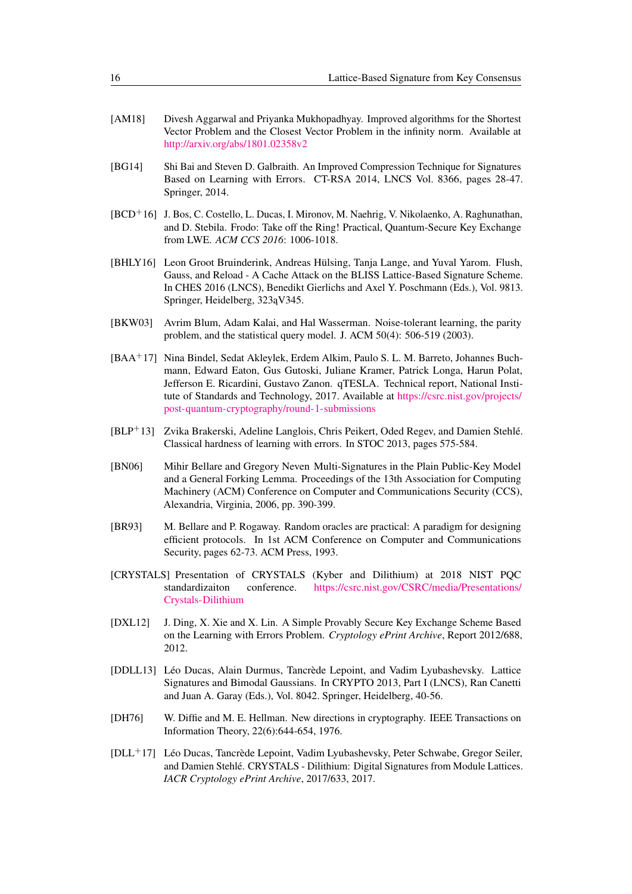[AM18] Divesh Aggarwal and Priyanka Mukhopadhyay. Improved algorithms for the Shortest Vector Problem and the Closest Vector Problem in the infinity norm. Available at http://arxiv.org/abs/1801.02358v2

[BG14] Shi Bai and Steven D. Galbraith. An Improved Compression Technique for Signatures Based on Learning with Errors. CT-RSA 2014, LNCS Vol. 8366, pages 28-47. Springer, 2014.

[BCD+16] J. Bos, C. Costello, L. Ducas, I. Mironov, M. Naehrig, V. Nikolaenko, A. Raghunathan, and D. Stebila. Frodo: Take off the Ring! Practical, Quantum-Secure Key Exchange from LWE. *ACM CCS 2016*: 1006-1018.

[BHLY16] Leon Groot Bruinderink, Andreas Hülsing, Tanja Lange, and Yuval Yarom. Flush, Gauss, and Reload - A Cache Attack on the BLISS Lattice-Based Signature Scheme. In CHES 2016 (LNCS), Benedikt Gierlichs and Axel Y. Poschmann (Eds.), Vol. 9813. Springer, Heidelberg, 323ąV345.

[BKW03] Avrim Blum, Adam Kalai, and Hal Wasserman. Noise-tolerant learning, the parity problem, and the statistical query model. J. ACM 50(4): 506-519 (2003).

[BAA+17] Nina Bindel, Sedat Akleylek, Erdem Alkim, Paulo S. L. M. Barreto, Johannes Buchmann, Edward Eaton, Gus Gutoski, Juliane Kramer, Patrick Longa, Harun Polat, Jefferson E. Ricardini, Gustavo Zanon. qTESLA. Technical report, National Institute of Standards and Technology, 2017. Available at https://csrc.nist.gov/projects/post-quantum-cryptography/round-1-submissions

[BLP+13] Zvika Brakerski, Adeline Langlois, Chris Peikert, Oded Regev, and Damien Stehlé. Classical hardness of learning with errors. In STOC 2013, pages 575-584.

[BN06] Mihir Bellare and Gregory Neven Multi-Signatures in the Plain Public-Key Model and a General Forking Lemma. Proceedings of the 13th Association for Computing Machinery (ACM) Conference on Computer and Communications Security (CCS), Alexandria, Virginia, 2006, pp. 390-399.

[BR93] M. Bellare and P. Rogaway. Random oracles are practical: A paradigm for designing efficient protocols. In 1st ACM Conference on Computer and Communications Security, pages 62-73. ACM Press, 1993.

[CRYSTALS] Presentation of CRYSTALS (Kyber and Dilithium) at 2018 NIST PQC standardizaiton conference. https://csrc.nist.gov/CSRC/media/Presentations/Crystals-Dilithium

[DXL12] J. Ding, X. Xie and X. Lin. A Simple Provably Secure Key Exchange Scheme Based on the Learning with Errors Problem. *Cryptology ePrint Archive*, Report 2012/688, 2012.

[DDLL13] Léo Ducas, Alain Durmus, Tancrède Lepoint, and Vadim Lyubashevsky. Lattice Signatures and Bimodal Gaussians. In CRYPTO 2013, Part I (LNCS), Ran Canetti and Juan A. Garay (Eds.), Vol. 8042. Springer, Heidelberg, 40-56.

[DH76] W. Diffie and M. E. Hellman. New directions in cryptography. IEEE Transactions on Information Theory, 22(6):644-654, 1976.

[DLL+17] Léo Ducas, Tancrède Lepoint, Vadim Lyubashevsky, Peter Schwabe, Gregor Seiler, and Damien Stehlé. CRYSTALS - Dilithium: Digital Signatures from Module Lattices. *IACR Cryptology ePrint Archive*, 2017/633, 2017.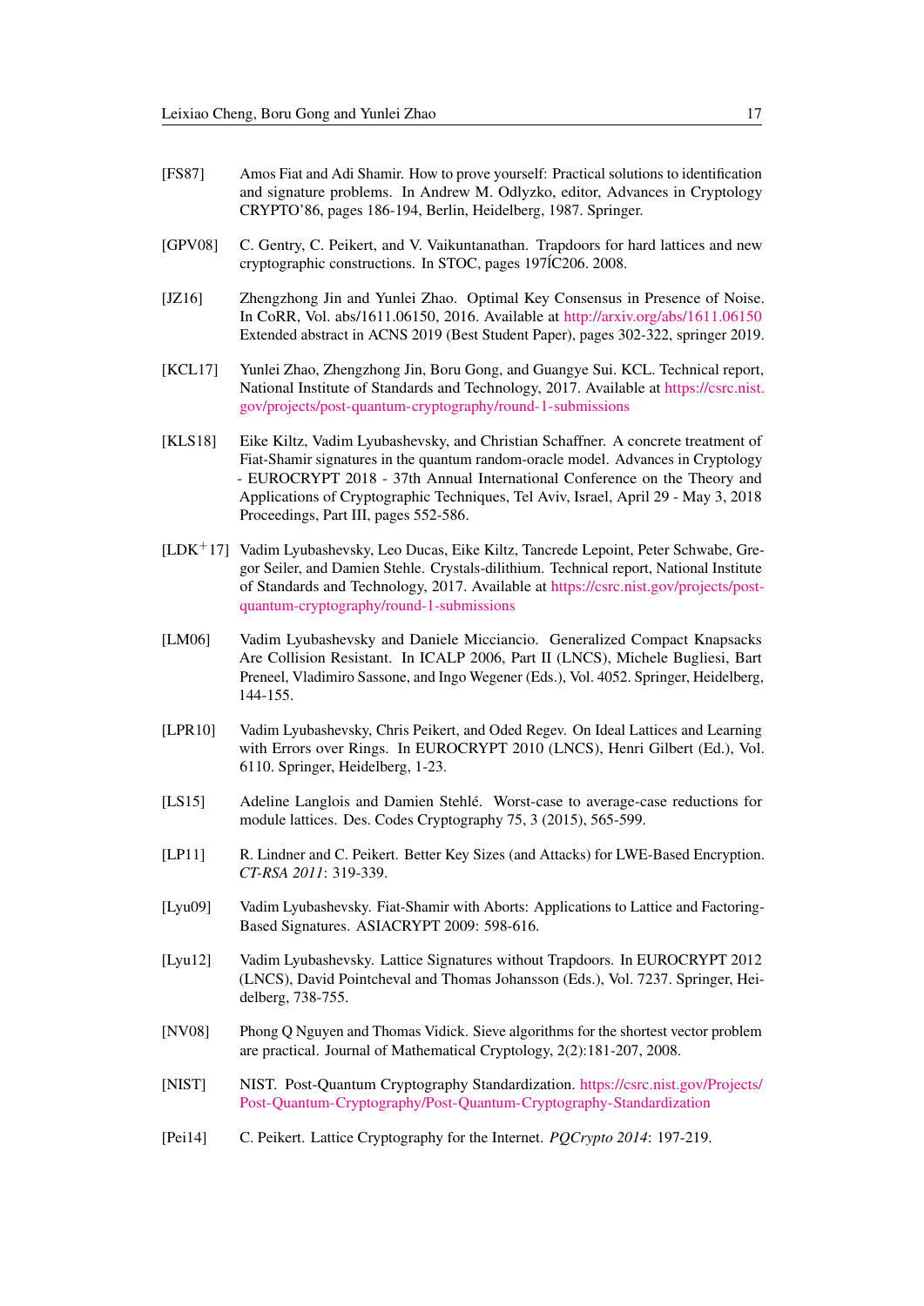[FS87] Amos Fiat and Adi Shamir. How to prove yourself: Practical solutions to identification and signature problems. In Andrew M. Odlyzko, editor, Advances in Cryptology CRYPTO'86, pages 186-194, Berlin, Heidelberg, 1987. Springer.

[GPV08] C. Gentry, C. Peikert, and V. Vaikuntanathan. Trapdoors for hard lattices and new cryptographic constructions. In STOC, pages 197ÍC206. 2008.

[JZ16] Zhengzhong Jin and Yunlei Zhao. Optimal Key Consensus in Presence of Noise. In CoRR, Vol. abs/1611.06150, 2016. Available at http://arxiv.org/abs/1611.06150 Extended abstract in ACNS 2019 (Best Student Paper), pages 302-322, springer 2019.

[KCL17] Yunlei Zhao, Zhengzhong Jin, Boru Gong, and Guangye Sui. KCL. Technical report, National Institute of Standards and Technology, 2017. Available at https://csrc.nist.gov/projects/post-quantum-cryptography/round-1-submissions

[KLS18] Eike Kiltz, Vadim Lyubashevsky, and Christian Schaffner. A concrete treatment of Fiat-Shamir signatures in the quantum random-oracle model. Advances in Cryptology - EUROCRYPT 2018 - 37th Annual International Conference on the Theory and Applications of Cryptographic Techniques, Tel Aviv, Israel, April 29 - May 3, 2018 Proceedings, Part III, pages 552-586.

[LDK+17] Vadim Lyubashevsky, Leo Ducas, Eike Kiltz, Tancrede Lepoint, Peter Schwabe, Gregor Seiler, and Damien Stehle. Crystals-dilithium. Technical report, National Institute of Standards and Technology, 2017. Available at https://csrc.nist.gov/projects/post-quantum-cryptography/round-1-submissions

[LM06] Vadim Lyubashevsky and Daniele Micciancio. Generalized Compact Knapsacks Are Collision Resistant. In ICALP 2006, Part II (LNCS), Michele Bugliesi, Bart Preneel, Vladimiro Sassone, and Ingo Wegener (Eds.), Vol. 4052. Springer, Heidelberg, 144-155.

[LPR10] Vadim Lyubashevsky, Chris Peikert, and Oded Regev. On Ideal Lattices and Learning with Errors over Rings. In EUROCRYPT 2010 (LNCS), Henri Gilbert (Ed.), Vol. 6110. Springer, Heidelberg, 1-23.

[LS15] Adeline Langlois and Damien Stehlé. Worst-case to average-case reductions for module lattices. Des. Codes Cryptography 75, 3 (2015), 565-599.

[LP11] R. Lindner and C. Peikert. Better Key Sizes (and Attacks) for LWE-Based Encryption. *CT-RSA 2011*: 319-339.

[Lyu09] Vadim Lyubashevsky. Fiat-Shamir with Aborts: Applications to Lattice and Factoring-Based Signatures. ASIACRYPT 2009: 598-616.

[Lyu12] Vadim Lyubashevsky. Lattice Signatures without Trapdoors. In EUROCRYPT 2012 (LNCS), David Pointcheval and Thomas Johansson (Eds.), Vol. 7237. Springer, Heidelberg, 738-755.

[NV08] Phong Q Nguyen and Thomas Vidick. Sieve algorithms for the shortest vector problem are practical. Journal of Mathematical Cryptology, 2(2):181-207, 2008.

[NIST] NIST. Post-Quantum Cryptography Standardization. https://csrc.nist.gov/Projects/Post-Quantum-Cryptography/Post-Quantum-Cryptography-Standardization

[Pei14] C. Peikert. Lattice Cryptography for the Internet. *PQCrypto 2014*: 197-219.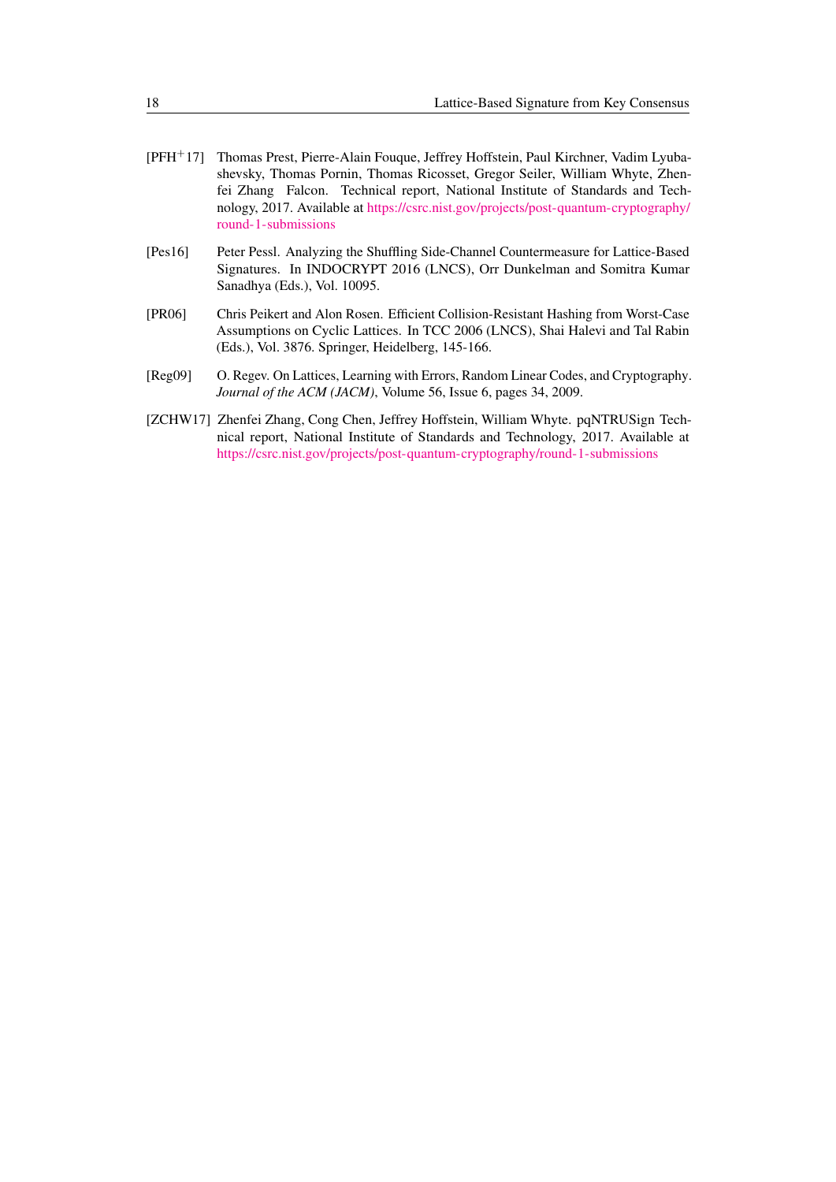- [PFH+17] Thomas Prest, Pierre-Alain Fouque, Jeffrey Hoffstein, Paul Kirchner, Vadim Lyubashevsky, Thomas Pornin, Thomas Ricosset, Gregor Seiler, William Whyte, Zhenfei Zhang Falcon. Technical report, National Institute of Standards and Technology, 2017. Available at https://csrc.nist.gov/projects/post-quantum-cryptography/round-1-submissions

- [Pes16] Peter Pessl. Analyzing the Shuffling Side-Channel Countermeasure for Lattice-Based Signatures. In INDOCRYPT 2016 (LNCS), Orr Dunkelman and Somitra Kumar Sanadhya (Eds.), Vol. 10095.

- [PR06] Chris Peikert and Alon Rosen. Efficient Collision-Resistant Hashing from Worst-Case Assumptions on Cyclic Lattices. In TCC 2006 (LNCS), Shai Halevi and Tal Rabin (Eds.), Vol. 3876. Springer, Heidelberg, 145-166.

- [Reg09] O. Regev. On Lattices, Learning with Errors, Random Linear Codes, and Cryptography. *Journal of the ACM (JACM)*, Volume 56, Issue 6, pages 34, 2009.

- [ZCHW17] Zhenfei Zhang, Cong Chen, Jeffrey Hoffstein, William Whyte. pqNTRUSign Technical report, National Institute of Standards and Technology, 2017. Available at https://csrc.nist.gov/projects/post-quantum-cryptography/round-1-submissions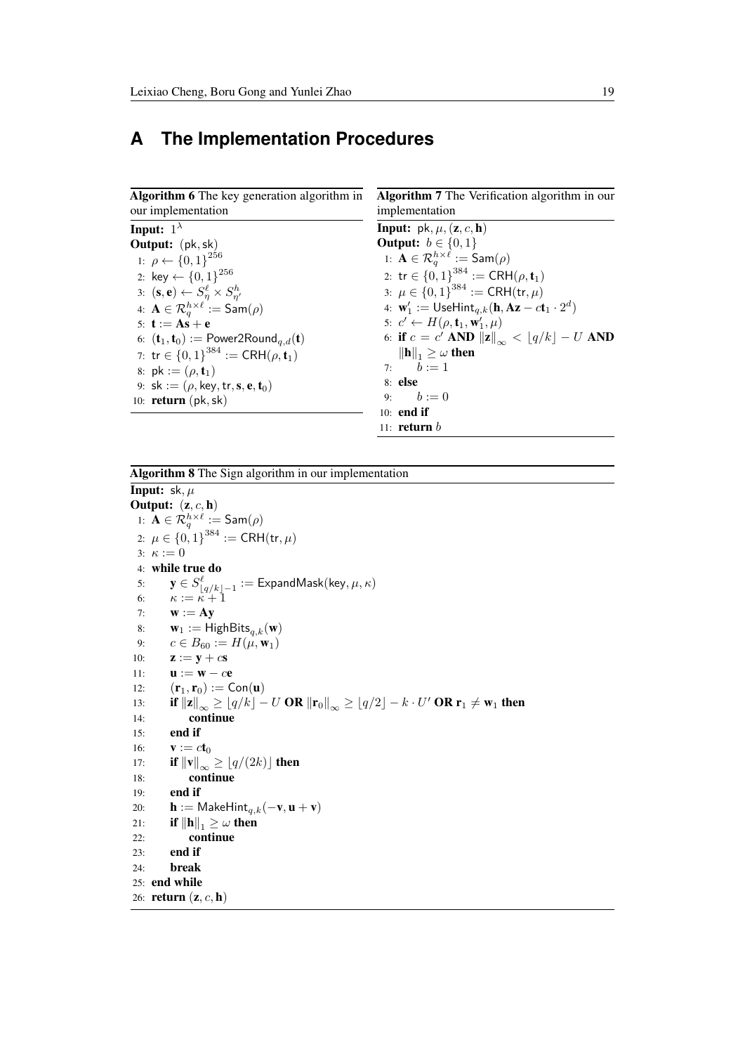# A The Implementation Procedures

**Algorithm 6** The key generation algorithm in our implementation

**Input:** $1^\lambda$
**Output:** $(\mathsf{pk}, \mathsf{sk})$

```
1: ρ ← {0,1}^256
2: key ← {0,1}^256
3: (s, e) ← S_η^ℓ × S_η'^h
4: A ∈ R_q^{h×ℓ} := Sam(ρ)
5: t := As + e
6: (t_1, t_0) := Power2Round_{q,d}(t)
7: tr ∈ {0,1}^384 := CRH(ρ, t_1)
8: pk := (ρ, t_1)
9: sk := (ρ, key, tr, s, e, t_0)
10: return (pk, sk)
```

**Algorithm 7** The Verification algorithm in our implementation

**Input:** $\mathsf{pk}, \mu, (\mathbf{z}, c, \mathbf{h})$
**Output:** $b \in \{0,1\}$

```
1: A ∈ R_q^{h×ℓ} := Sam(ρ)
2: tr ∈ {0,1}^384 := CRH(ρ, t_1)
3: μ ∈ {0,1}^384 := CRH(tr, μ)
4: w'_1 := UseHint_{q,k}(h, Az − c t_1 · 2^d)
5: c' ← H(ρ, t_1, w'_1, μ)
6: if c = c' AND ‖z‖_∞ < ⌊q/k⌋ − U AND ‖h‖_1 ≥ ω then
7:     b := 1
8: else
9:     b := 0
10: end if
11: return b
```

**Algorithm 8** The Sign algorithm in our implementation

**Input:** $\mathsf{sk}, \mu$
**Output:** $(\mathbf{z}, c, \mathbf{h})$

```
1: A ∈ R_q^{h×ℓ} := Sam(ρ)
2: μ ∈ {0,1}^384 := CRH(tr, μ)
3: κ := 0
4: while true do
5:     y ∈ S^ℓ_{⌊q/k⌋−1} := ExpandMask(key, μ, κ)
6:     κ := κ + 1
7:     w := Ay
8:     w_1 := HighBits_{q,k}(w)
9:     c ∈ B_60 := H(μ, w_1)
10:    z := y + cs
11:    u := w − ce
12:    (r_1, r_0) := Con(u)
13:    if ‖z‖_∞ ≥ ⌊q/k⌋ − U OR ‖r_0‖_∞ ≥ ⌊q/2⌋ − k · U' OR r_1 ≠ w_1 then
14:        continue
15:    end if
16:    v := c t_0
17:    if ‖v‖_∞ ≥ ⌊q/(2k)⌋ then
18:        continue
19:    end if
20:    h := MakeHint_{q,k}(−v, u + v)
21:    if ‖h‖_1 ≥ ω then
22:        continue
23:    end if
24:    break
25: end while
26: return (z, c, h)
```